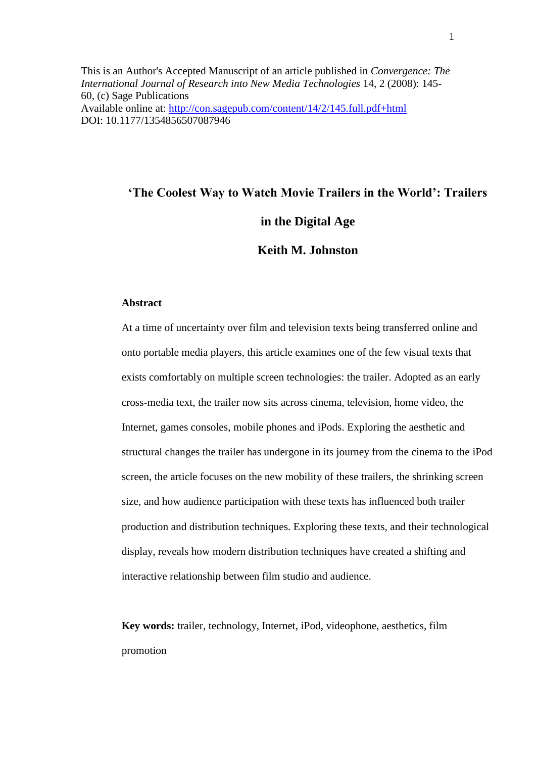This is an Author's Accepted Manuscript of an article published in *Convergence: The International Journal of Research into New Media Technologies* 14, 2 (2008): 145-60, (c) Sage Publications
Available online at: http://con.sagepub.com/content/14/2/145.full.pdf+html
DOI: 10.1177/1354856507087946

# 'The Coolest Way to Watch Movie Trailers in the World': Trailers in the Digital Age

**Keith M. Johnston**

## Abstract

At a time of uncertainty over film and television texts being transferred online and onto portable media players, this article examines one of the few visual texts that exists comfortably on multiple screen technologies: the trailer. Adopted as an early cross-media text, the trailer now sits across cinema, television, home video, the Internet, games consoles, mobile phones and iPods. Exploring the aesthetic and structural changes the trailer has undergone in its journey from the cinema to the iPod screen, the article focuses on the new mobility of these trailers, the shrinking screen size, and how audience participation with these texts has influenced both trailer production and distribution techniques. Exploring these texts, and their technological display, reveals how modern distribution techniques have created a shifting and interactive relationship between film studio and audience.

**Key words:** trailer, technology, Internet, iPod, videophone, aesthetics, film promotion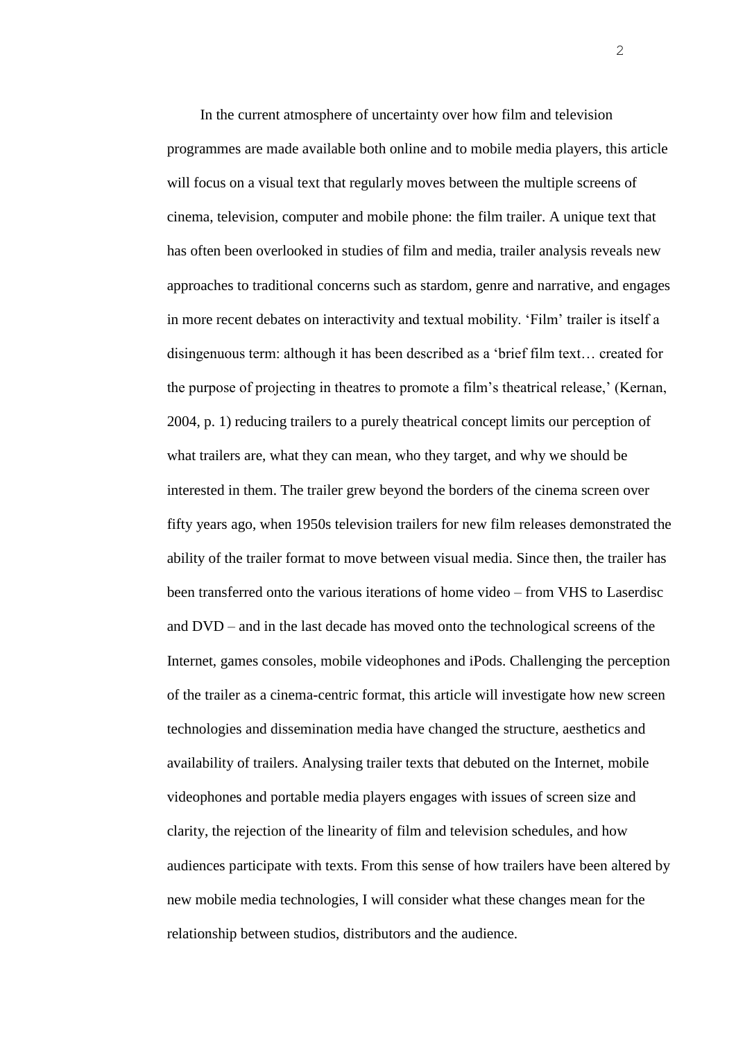In the current atmosphere of uncertainty over how film and television programmes are made available both online and to mobile media players, this article will focus on a visual text that regularly moves between the multiple screens of cinema, television, computer and mobile phone: the film trailer. A unique text that has often been overlooked in studies of film and media, trailer analysis reveals new approaches to traditional concerns such as stardom, genre and narrative, and engages in more recent debates on interactivity and textual mobility. 'Film' trailer is itself a disingenuous term: although it has been described as a 'brief film text… created for the purpose of projecting in theatres to promote a film's theatrical release,' (Kernan, 2004, p. 1) reducing trailers to a purely theatrical concept limits our perception of what trailers are, what they can mean, who they target, and why we should be interested in them. The trailer grew beyond the borders of the cinema screen over fifty years ago, when 1950s television trailers for new film releases demonstrated the ability of the trailer format to move between visual media. Since then, the trailer has been transferred onto the various iterations of home video – from VHS to Laserdisc and DVD – and in the last decade has moved onto the technological screens of the Internet, games consoles, mobile videophones and iPods. Challenging the perception of the trailer as a cinema-centric format, this article will investigate how new screen technologies and dissemination media have changed the structure, aesthetics and availability of trailers. Analysing trailer texts that debuted on the Internet, mobile videophones and portable media players engages with issues of screen size and clarity, the rejection of the linearity of film and television schedules, and how audiences participate with texts. From this sense of how trailers have been altered by new mobile media technologies, I will consider what these changes mean for the relationship between studios, distributors and the audience.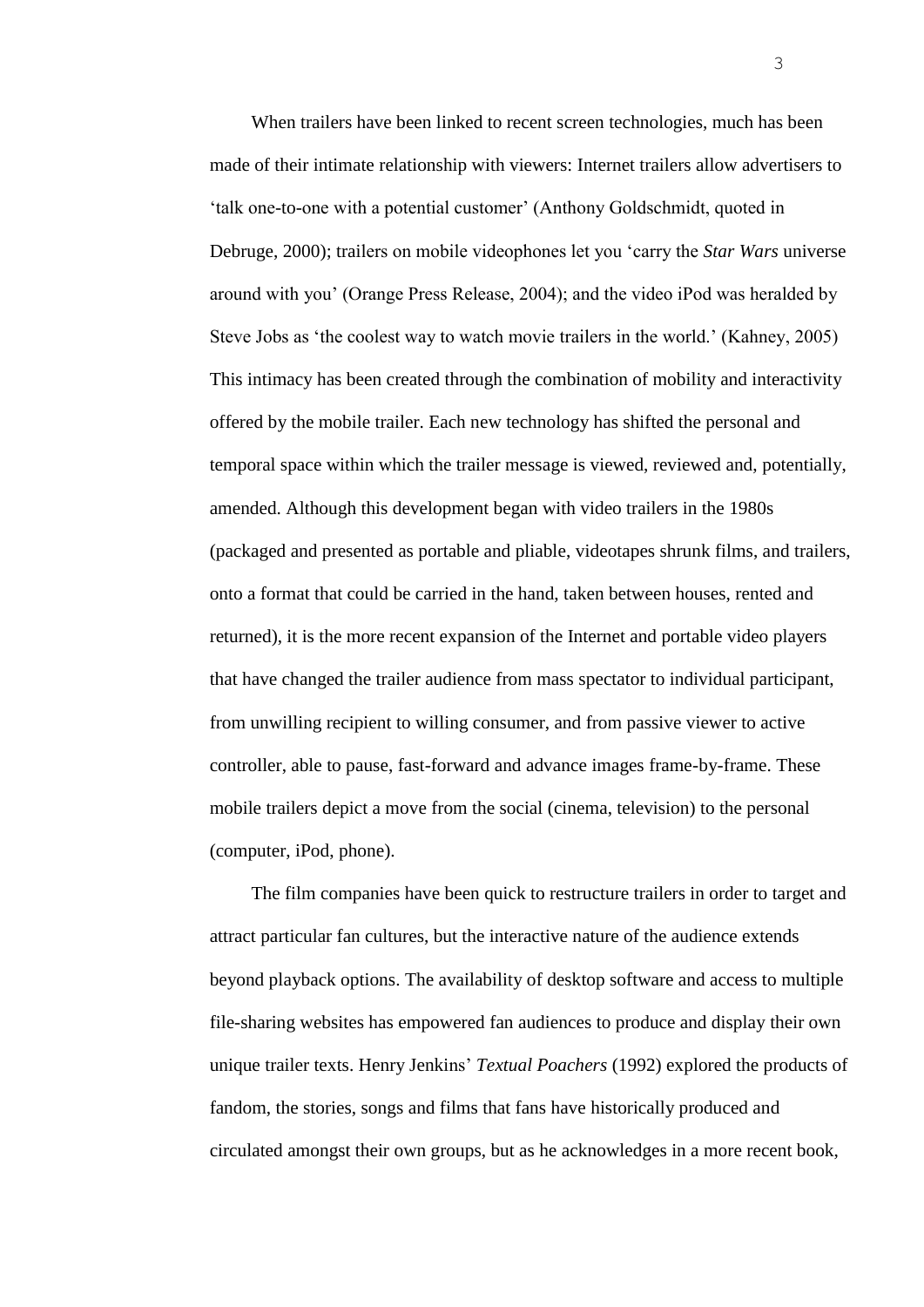When trailers have been linked to recent screen technologies, much has been made of their intimate relationship with viewers: Internet trailers allow advertisers to 'talk one-to-one with a potential customer' (Anthony Goldschmidt, quoted in Debruge, 2000); trailers on mobile videophones let you 'carry the *Star Wars* universe around with you' (Orange Press Release, 2004); and the video iPod was heralded by Steve Jobs as 'the coolest way to watch movie trailers in the world.' (Kahney, 2005) This intimacy has been created through the combination of mobility and interactivity offered by the mobile trailer. Each new technology has shifted the personal and temporal space within which the trailer message is viewed, reviewed and, potentially, amended. Although this development began with video trailers in the 1980s (packaged and presented as portable and pliable, videotapes shrunk films, and trailers, onto a format that could be carried in the hand, taken between houses, rented and returned), it is the more recent expansion of the Internet and portable video players that have changed the trailer audience from mass spectator to individual participant, from unwilling recipient to willing consumer, and from passive viewer to active controller, able to pause, fast-forward and advance images frame-by-frame. These mobile trailers depict a move from the social (cinema, television) to the personal (computer, iPod, phone).

The film companies have been quick to restructure trailers in order to target and attract particular fan cultures, but the interactive nature of the audience extends beyond playback options. The availability of desktop software and access to multiple file-sharing websites has empowered fan audiences to produce and display their own unique trailer texts. Henry Jenkins' *Textual Poachers* (1992) explored the products of fandom, the stories, songs and films that fans have historically produced and circulated amongst their own groups, but as he acknowledges in a more recent book,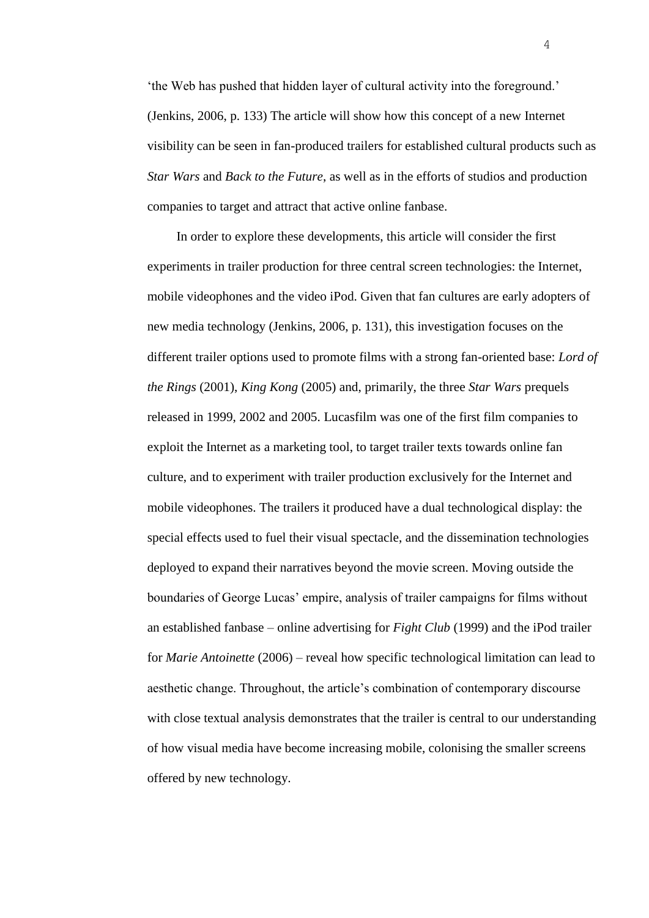'the Web has pushed that hidden layer of cultural activity into the foreground.' (Jenkins, 2006, p. 133) The article will show how this concept of a new Internet visibility can be seen in fan-produced trailers for established cultural products such as *Star Wars* and *Back to the Future*, as well as in the efforts of studios and production companies to target and attract that active online fanbase.

In order to explore these developments, this article will consider the first experiments in trailer production for three central screen technologies: the Internet, mobile videophones and the video iPod. Given that fan cultures are early adopters of new media technology (Jenkins, 2006, p. 131), this investigation focuses on the different trailer options used to promote films with a strong fan-oriented base: *Lord of the Rings* (2001), *King Kong* (2005) and, primarily, the three *Star Wars* prequels released in 1999, 2002 and 2005. Lucasfilm was one of the first film companies to exploit the Internet as a marketing tool, to target trailer texts towards online fan culture, and to experiment with trailer production exclusively for the Internet and mobile videophones. The trailers it produced have a dual technological display: the special effects used to fuel their visual spectacle, and the dissemination technologies deployed to expand their narratives beyond the movie screen. Moving outside the boundaries of George Lucas' empire, analysis of trailer campaigns for films without an established fanbase – online advertising for *Fight Club* (1999) and the iPod trailer for *Marie Antoinette* (2006) – reveal how specific technological limitation can lead to aesthetic change. Throughout, the article's combination of contemporary discourse with close textual analysis demonstrates that the trailer is central to our understanding of how visual media have become increasing mobile, colonising the smaller screens offered by new technology.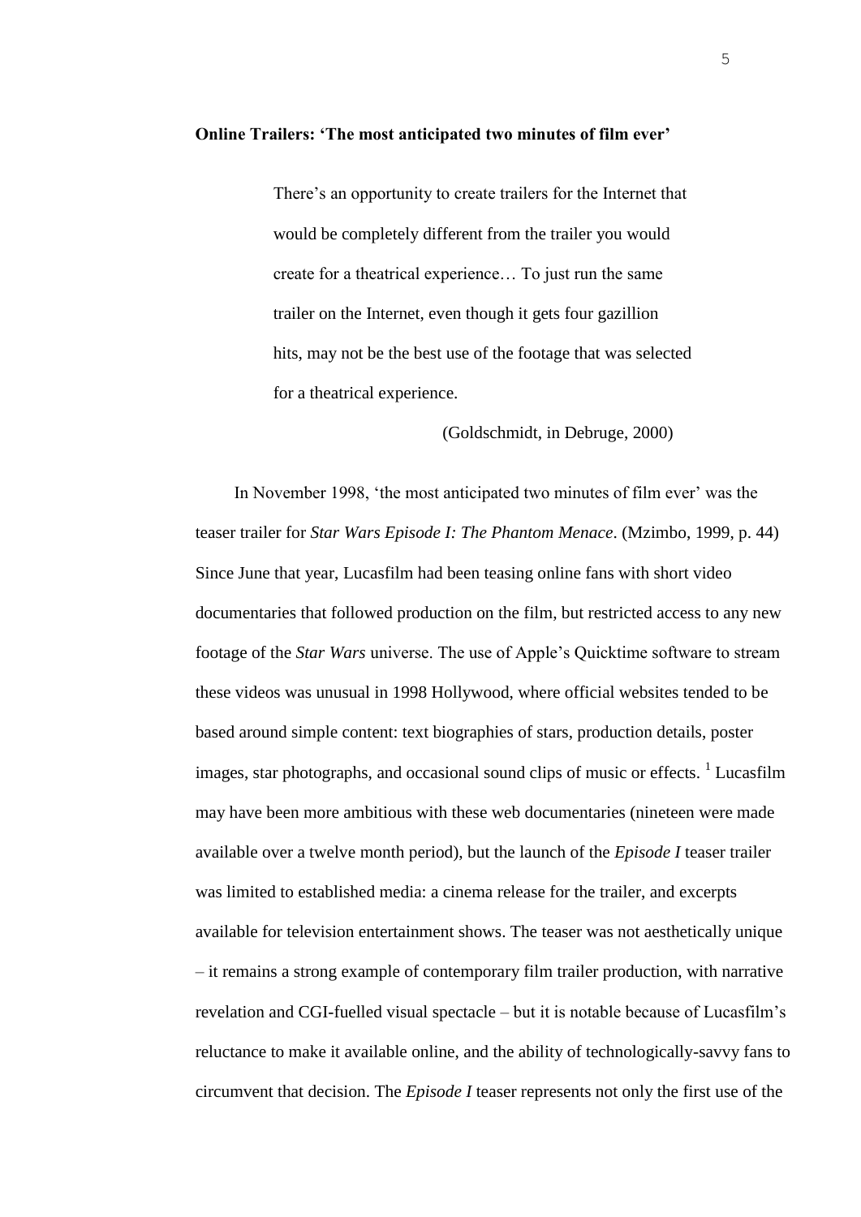**Online Trailers: 'The most anticipated two minutes of film ever'**

> There's an opportunity to create trailers for the Internet that would be completely different from the trailer you would create for a theatrical experience… To just run the same trailer on the Internet, even though it gets four gazillion hits, may not be the best use of the footage that was selected for a theatrical experience.
>
> (Goldschmidt, in Debruge, 2000)

In November 1998, 'the most anticipated two minutes of film ever' was the teaser trailer for *Star Wars Episode I: The Phantom Menace*. (Mzimbo, 1999, p. 44) Since June that year, Lucasfilm had been teasing online fans with short video documentaries that followed production on the film, but restricted access to any new footage of the *Star Wars* universe. The use of Apple's Quicktime software to stream these videos was unusual in 1998 Hollywood, where official websites tended to be based around simple content: text biographies of stars, production details, poster images, star photographs, and occasional sound clips of music or effects. [1] Lucasfilm may have been more ambitious with these web documentaries (nineteen were made available over a twelve month period), but the launch of the *Episode I* teaser trailer was limited to established media: a cinema release for the trailer, and excerpts available for television entertainment shows. The teaser was not aesthetically unique – it remains a strong example of contemporary film trailer production, with narrative revelation and CGI-fuelled visual spectacle – but it is notable because of Lucasfilm's reluctance to make it available online, and the ability of technologically-savvy fans to circumvent that decision. The *Episode I* teaser represents not only the first use of the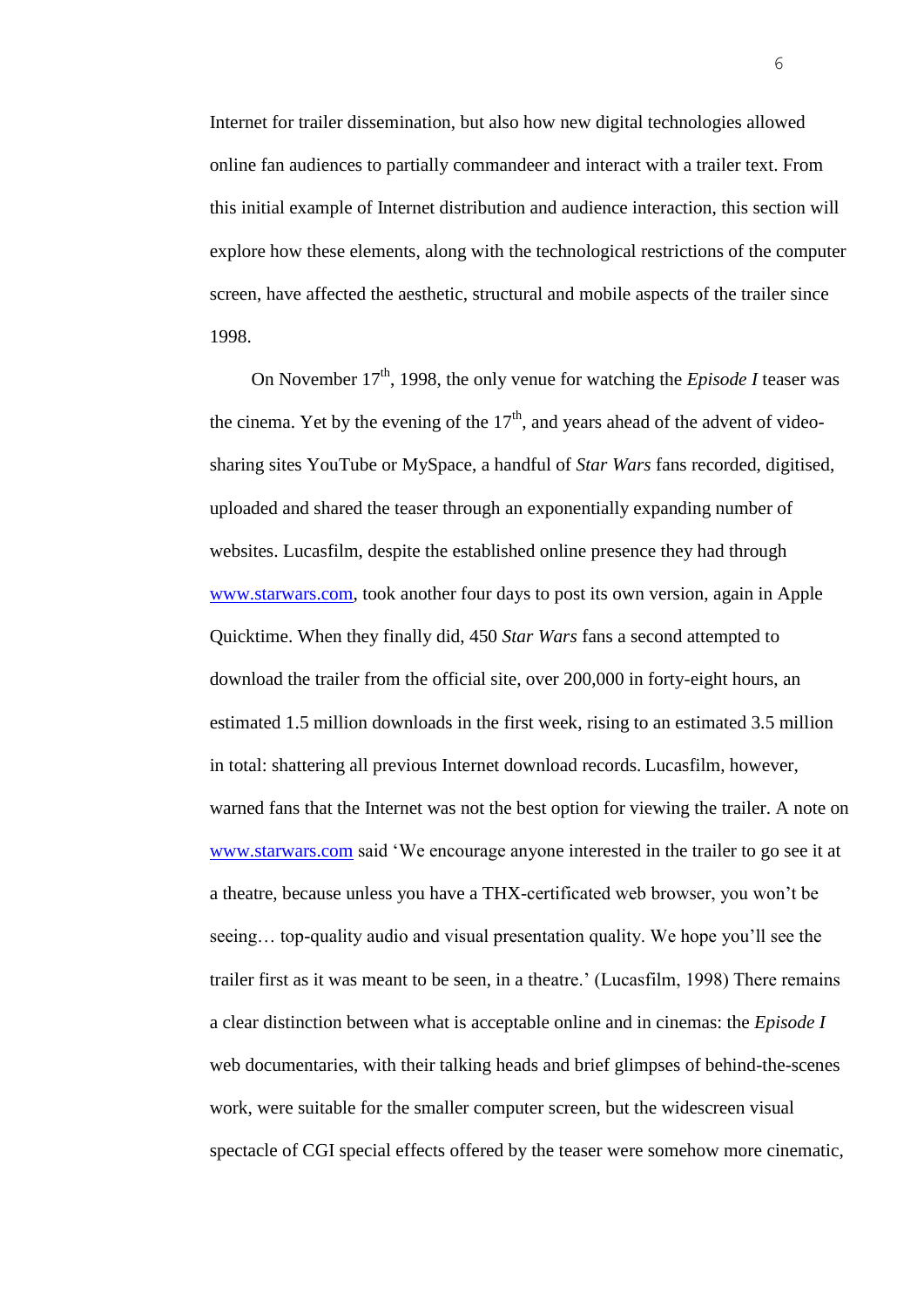Internet for trailer dissemination, but also how new digital technologies allowed online fan audiences to partially commandeer and interact with a trailer text. From this initial example of Internet distribution and audience interaction, this section will explore how these elements, along with the technological restrictions of the computer screen, have affected the aesthetic, structural and mobile aspects of the trailer since 1998.

On November 17th, 1998, the only venue for watching the *Episode I* teaser was the cinema. Yet by the evening of the 17th, and years ahead of the advent of video-sharing sites YouTube or MySpace, a handful of *Star Wars* fans recorded, digitised, uploaded and shared the teaser through an exponentially expanding number of websites. Lucasfilm, despite the established online presence they had through www.starwars.com, took another four days to post its own version, again in Apple Quicktime. When they finally did, 450 *Star Wars* fans a second attempted to download the trailer from the official site, over 200,000 in forty-eight hours, an estimated 1.5 million downloads in the first week, rising to an estimated 3.5 million in total: shattering all previous Internet download records. Lucasfilm, however, warned fans that the Internet was not the best option for viewing the trailer. A note on www.starwars.com said 'We encourage anyone interested in the trailer to go see it at a theatre, because unless you have a THX-certificated web browser, you won't be seeing… top-quality audio and visual presentation quality. We hope you'll see the trailer first as it was meant to be seen, in a theatre.' (Lucasfilm, 1998) There remains a clear distinction between what is acceptable online and in cinemas: the *Episode I* web documentaries, with their talking heads and brief glimpses of behind-the-scenes work, were suitable for the smaller computer screen, but the widescreen visual spectacle of CGI special effects offered by the teaser were somehow more cinematic,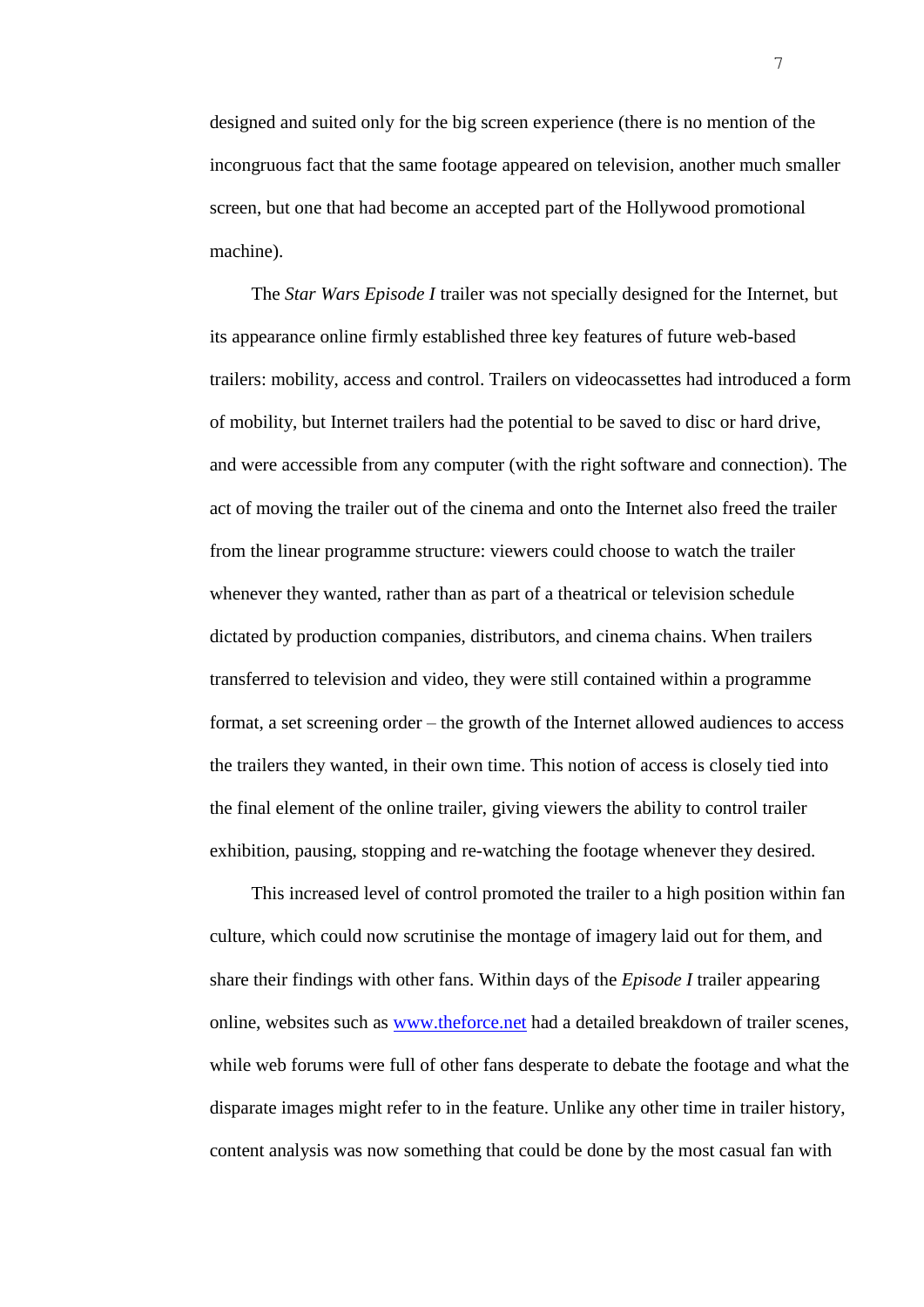designed and suited only for the big screen experience (there is no mention of the incongruous fact that the same footage appeared on television, another much smaller screen, but one that had become an accepted part of the Hollywood promotional machine).

The *Star Wars Episode I* trailer was not specially designed for the Internet, but its appearance online firmly established three key features of future web-based trailers: mobility, access and control. Trailers on videocassettes had introduced a form of mobility, but Internet trailers had the potential to be saved to disc or hard drive, and were accessible from any computer (with the right software and connection). The act of moving the trailer out of the cinema and onto the Internet also freed the trailer from the linear programme structure: viewers could choose to watch the trailer whenever they wanted, rather than as part of a theatrical or television schedule dictated by production companies, distributors, and cinema chains. When trailers transferred to television and video, they were still contained within a programme format, a set screening order – the growth of the Internet allowed audiences to access the trailers they wanted, in their own time. This notion of access is closely tied into the final element of the online trailer, giving viewers the ability to control trailer exhibition, pausing, stopping and re-watching the footage whenever they desired.

This increased level of control promoted the trailer to a high position within fan culture, which could now scrutinise the montage of imagery laid out for them, and share their findings with other fans. Within days of the *Episode I* trailer appearing online, websites such as www.theforce.net had a detailed breakdown of trailer scenes, while web forums were full of other fans desperate to debate the footage and what the disparate images might refer to in the feature. Unlike any other time in trailer history, content analysis was now something that could be done by the most casual fan with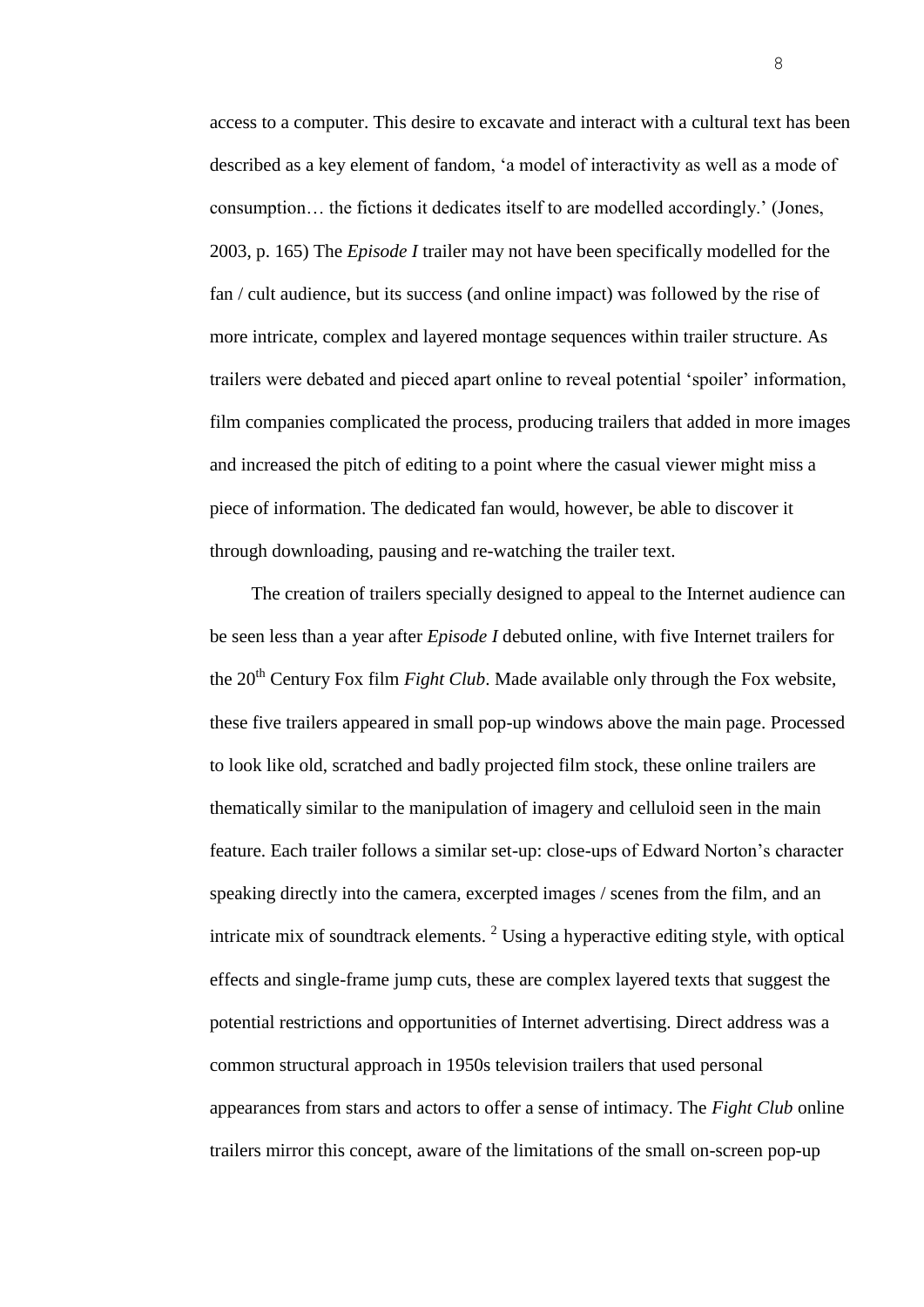access to a computer. This desire to excavate and interact with a cultural text has been described as a key element of fandom, 'a model of interactivity as well as a mode of consumption… the fictions it dedicates itself to are modelled accordingly.' (Jones, 2003, p. 165) The *Episode I* trailer may not have been specifically modelled for the fan / cult audience, but its success (and online impact) was followed by the rise of more intricate, complex and layered montage sequences within trailer structure. As trailers were debated and pieced apart online to reveal potential 'spoiler' information, film companies complicated the process, producing trailers that added in more images and increased the pitch of editing to a point where the casual viewer might miss a piece of information. The dedicated fan would, however, be able to discover it through downloading, pausing and re-watching the trailer text.

The creation of trailers specially designed to appeal to the Internet audience can be seen less than a year after *Episode I* debuted online, with five Internet trailers for the 20th Century Fox film *Fight Club*. Made available only through the Fox website, these five trailers appeared in small pop-up windows above the main page. Processed to look like old, scratched and badly projected film stock, these online trailers are thematically similar to the manipulation of imagery and celluloid seen in the main feature. Each trailer follows a similar set-up: close-ups of Edward Norton's character speaking directly into the camera, excerpted images / scenes from the film, and an intricate mix of soundtrack elements. [2] Using a hyperactive editing style, with optical effects and single-frame jump cuts, these are complex layered texts that suggest the potential restrictions and opportunities of Internet advertising. Direct address was a common structural approach in 1950s television trailers that used personal appearances from stars and actors to offer a sense of intimacy. The *Fight Club* online trailers mirror this concept, aware of the limitations of the small on-screen pop-up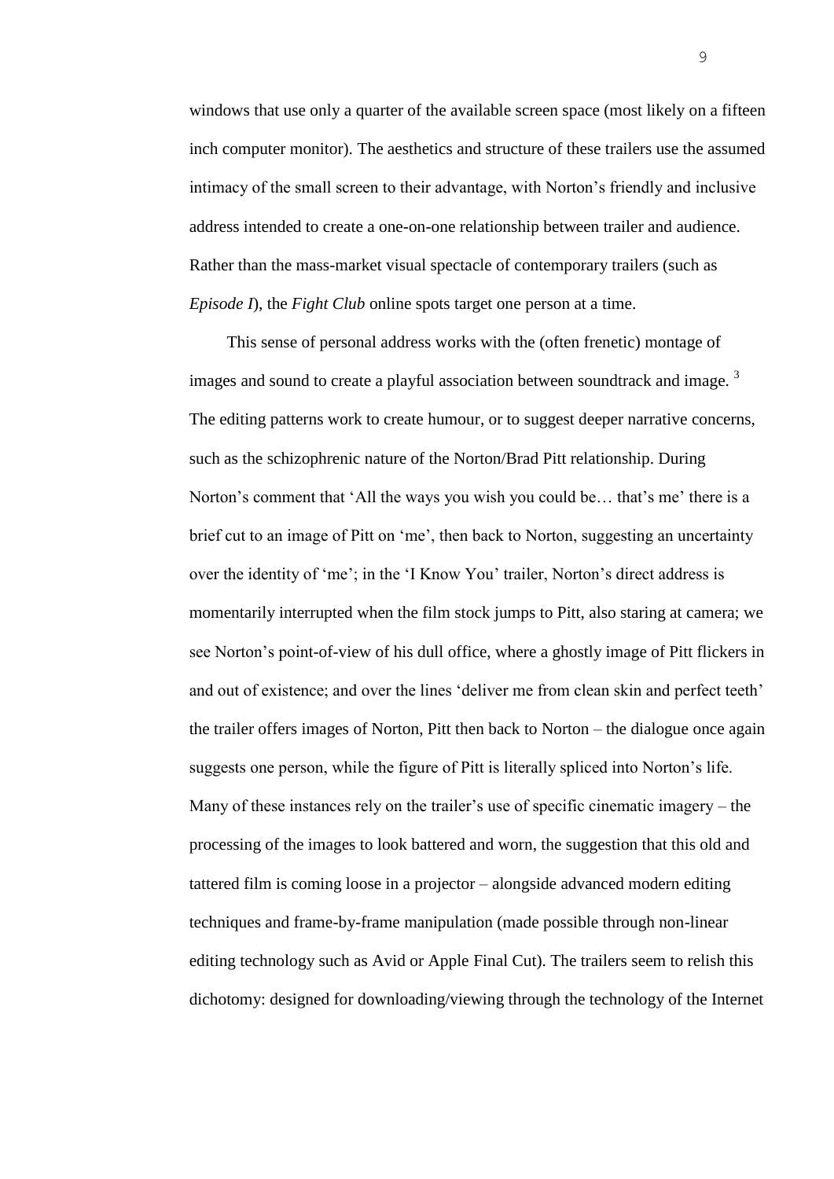windows that use only a quarter of the available screen space (most likely on a fifteen inch computer monitor). The aesthetics and structure of these trailers use the assumed intimacy of the small screen to their advantage, with Norton's friendly and inclusive address intended to create a one-on-one relationship between trailer and audience. Rather than the mass-market visual spectacle of contemporary trailers (such as *Episode I*), the *Fight Club* online spots target one person at a time.

This sense of personal address works with the (often frenetic) montage of images and sound to create a playful association between soundtrack and image. [3] The editing patterns work to create humour, or to suggest deeper narrative concerns, such as the schizophrenic nature of the Norton/Brad Pitt relationship. During Norton's comment that 'All the ways you wish you could be… that's me' there is a brief cut to an image of Pitt on 'me', then back to Norton, suggesting an uncertainty over the identity of 'me'; in the 'I Know You' trailer, Norton's direct address is momentarily interrupted when the film stock jumps to Pitt, also staring at camera; we see Norton's point-of-view of his dull office, where a ghostly image of Pitt flickers in and out of existence; and over the lines 'deliver me from clean skin and perfect teeth' the trailer offers images of Norton, Pitt then back to Norton – the dialogue once again suggests one person, while the figure of Pitt is literally spliced into Norton's life. Many of these instances rely on the trailer's use of specific cinematic imagery – the processing of the images to look battered and worn, the suggestion that this old and tattered film is coming loose in a projector – alongside advanced modern editing techniques and frame-by-frame manipulation (made possible through non-linear editing technology such as Avid or Apple Final Cut). The trailers seem to relish this dichotomy: designed for downloading/viewing through the technology of the Internet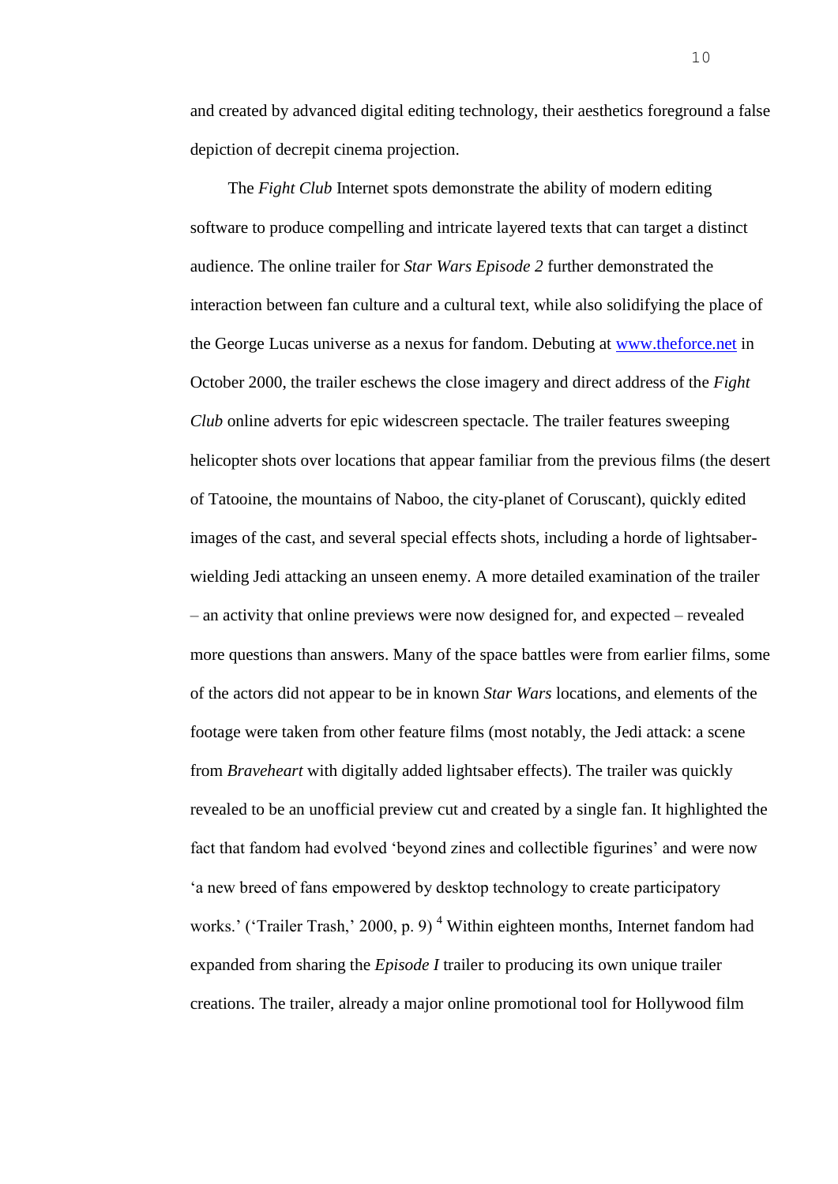and created by advanced digital editing technology, their aesthetics foreground a false depiction of decrepit cinema projection.

The *Fight Club* Internet spots demonstrate the ability of modern editing software to produce compelling and intricate layered texts that can target a distinct audience. The online trailer for *Star Wars Episode 2* further demonstrated the interaction between fan culture and a cultural text, while also solidifying the place of the George Lucas universe as a nexus for fandom. Debuting at www.theforce.net in October 2000, the trailer eschews the close imagery and direct address of the *Fight Club* online adverts for epic widescreen spectacle. The trailer features sweeping helicopter shots over locations that appear familiar from the previous films (the desert of Tatooine, the mountains of Naboo, the city-planet of Coruscant), quickly edited images of the cast, and several special effects shots, including a horde of lightsaber-wielding Jedi attacking an unseen enemy. A more detailed examination of the trailer – an activity that online previews were now designed for, and expected – revealed more questions than answers. Many of the space battles were from earlier films, some of the actors did not appear to be in known *Star Wars* locations, and elements of the footage were taken from other feature films (most notably, the Jedi attack: a scene from *Braveheart* with digitally added lightsaber effects). The trailer was quickly revealed to be an unofficial preview cut and created by a single fan. It highlighted the fact that fandom had evolved 'beyond zines and collectible figurines' and were now 'a new breed of fans empowered by desktop technology to create participatory works.' ('Trailer Trash,' 2000, p. 9) [4] Within eighteen months, Internet fandom had expanded from sharing the *Episode I* trailer to producing its own unique trailer creations. The trailer, already a major online promotional tool for Hollywood film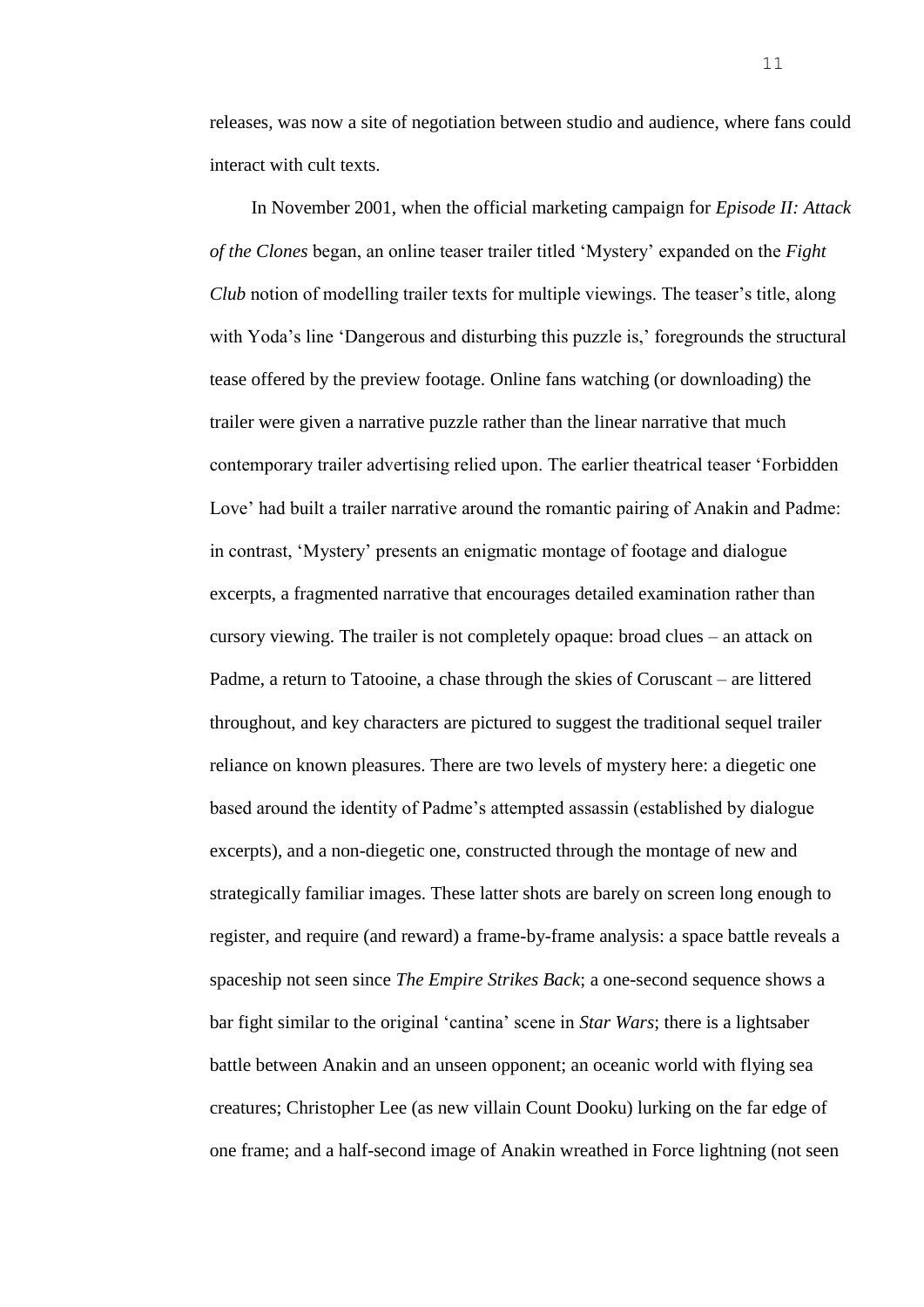releases, was now a site of negotiation between studio and audience, where fans could interact with cult texts.

In November 2001, when the official marketing campaign for *Episode II: Attack of the Clones* began, an online teaser trailer titled 'Mystery' expanded on the *Fight Club* notion of modelling trailer texts for multiple viewings. The teaser's title, along with Yoda's line 'Dangerous and disturbing this puzzle is,' foregrounds the structural tease offered by the preview footage. Online fans watching (or downloading) the trailer were given a narrative puzzle rather than the linear narrative that much contemporary trailer advertising relied upon. The earlier theatrical teaser 'Forbidden Love' had built a trailer narrative around the romantic pairing of Anakin and Padme: in contrast, 'Mystery' presents an enigmatic montage of footage and dialogue excerpts, a fragmented narrative that encourages detailed examination rather than cursory viewing. The trailer is not completely opaque: broad clues – an attack on Padme, a return to Tatooine, a chase through the skies of Coruscant – are littered throughout, and key characters are pictured to suggest the traditional sequel trailer reliance on known pleasures. There are two levels of mystery here: a diegetic one based around the identity of Padme's attempted assassin (established by dialogue excerpts), and a non-diegetic one, constructed through the montage of new and strategically familiar images. These latter shots are barely on screen long enough to register, and require (and reward) a frame-by-frame analysis: a space battle reveals a spaceship not seen since *The Empire Strikes Back*; a one-second sequence shows a bar fight similar to the original 'cantina' scene in *Star Wars*; there is a lightsaber battle between Anakin and an unseen opponent; an oceanic world with flying sea creatures; Christopher Lee (as new villain Count Dooku) lurking on the far edge of one frame; and a half-second image of Anakin wreathed in Force lightning (not seen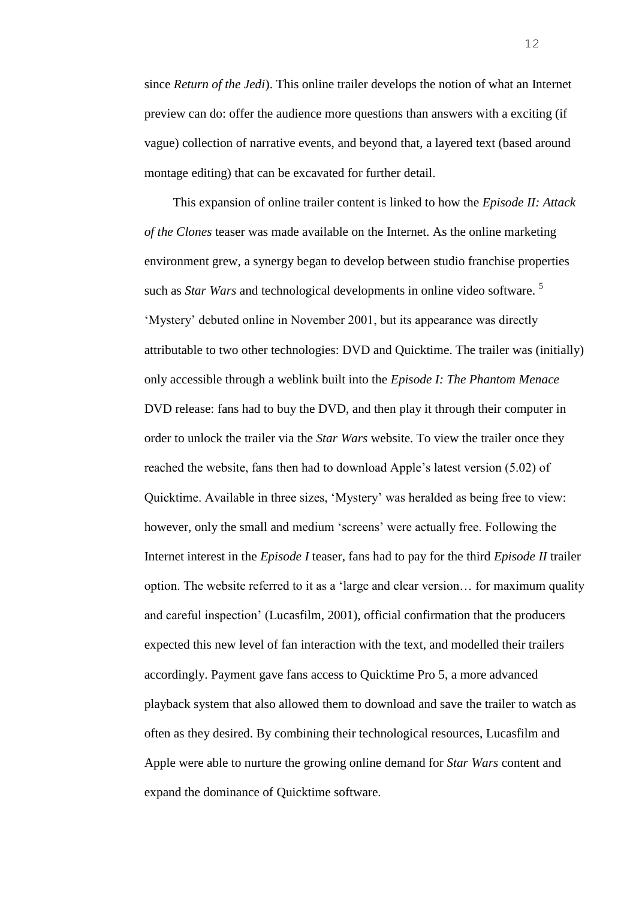since *Return of the Jedi*). This online trailer develops the notion of what an Internet preview can do: offer the audience more questions than answers with a exciting (if vague) collection of narrative events, and beyond that, a layered text (based around montage editing) that can be excavated for further detail.

This expansion of online trailer content is linked to how the *Episode II: Attack of the Clones* teaser was made available on the Internet. As the online marketing environment grew, a synergy began to develop between studio franchise properties such as *Star Wars* and technological developments in online video software. [5] 'Mystery' debuted online in November 2001, but its appearance was directly attributable to two other technologies: DVD and Quicktime. The trailer was (initially) only accessible through a weblink built into the *Episode I: The Phantom Menace* DVD release: fans had to buy the DVD, and then play it through their computer in order to unlock the trailer via the *Star Wars* website. To view the trailer once they reached the website, fans then had to download Apple's latest version (5.02) of Quicktime. Available in three sizes, 'Mystery' was heralded as being free to view: however, only the small and medium 'screens' were actually free. Following the Internet interest in the *Episode I* teaser, fans had to pay for the third *Episode II* trailer option. The website referred to it as a 'large and clear version… for maximum quality and careful inspection' (Lucasfilm, 2001), official confirmation that the producers expected this new level of fan interaction with the text, and modelled their trailers accordingly. Payment gave fans access to Quicktime Pro 5, a more advanced playback system that also allowed them to download and save the trailer to watch as often as they desired. By combining their technological resources, Lucasfilm and Apple were able to nurture the growing online demand for *Star Wars* content and expand the dominance of Quicktime software.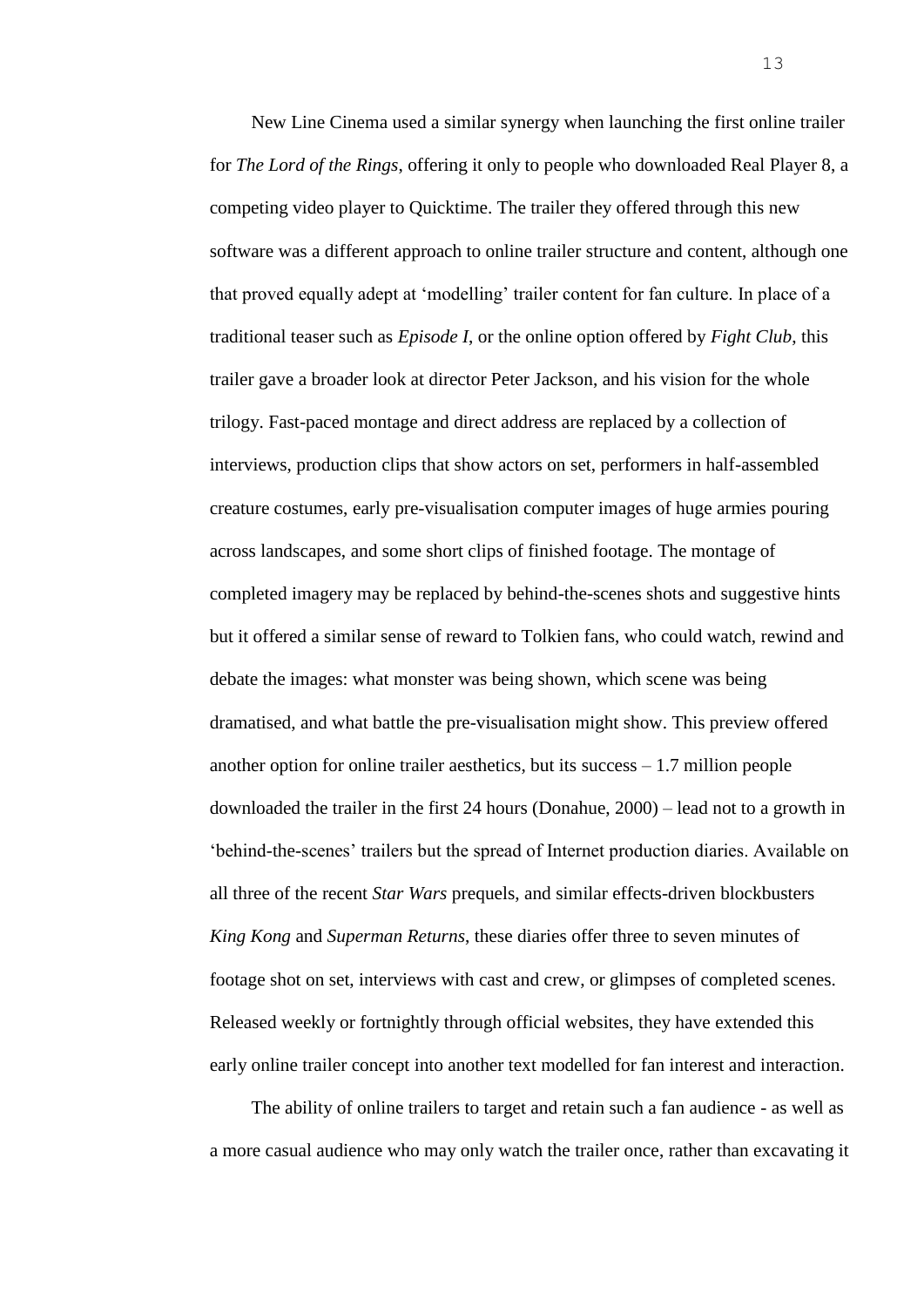New Line Cinema used a similar synergy when launching the first online trailer for *The Lord of the Rings*, offering it only to people who downloaded Real Player 8, a competing video player to Quicktime. The trailer they offered through this new software was a different approach to online trailer structure and content, although one that proved equally adept at 'modelling' trailer content for fan culture. In place of a traditional teaser such as *Episode I*, or the online option offered by *Fight Club*, this trailer gave a broader look at director Peter Jackson, and his vision for the whole trilogy. Fast-paced montage and direct address are replaced by a collection of interviews, production clips that show actors on set, performers in half-assembled creature costumes, early pre-visualisation computer images of huge armies pouring across landscapes, and some short clips of finished footage. The montage of completed imagery may be replaced by behind-the-scenes shots and suggestive hints but it offered a similar sense of reward to Tolkien fans, who could watch, rewind and debate the images: what monster was being shown, which scene was being dramatised, and what battle the pre-visualisation might show. This preview offered another option for online trailer aesthetics, but its success – 1.7 million people downloaded the trailer in the first 24 hours (Donahue, 2000) – lead not to a growth in 'behind-the-scenes' trailers but the spread of Internet production diaries. Available on all three of the recent *Star Wars* prequels, and similar effects-driven blockbusters *King Kong* and *Superman Returns*, these diaries offer three to seven minutes of footage shot on set, interviews with cast and crew, or glimpses of completed scenes. Released weekly or fortnightly through official websites, they have extended this early online trailer concept into another text modelled for fan interest and interaction.

The ability of online trailers to target and retain such a fan audience - as well as a more casual audience who may only watch the trailer once, rather than excavating it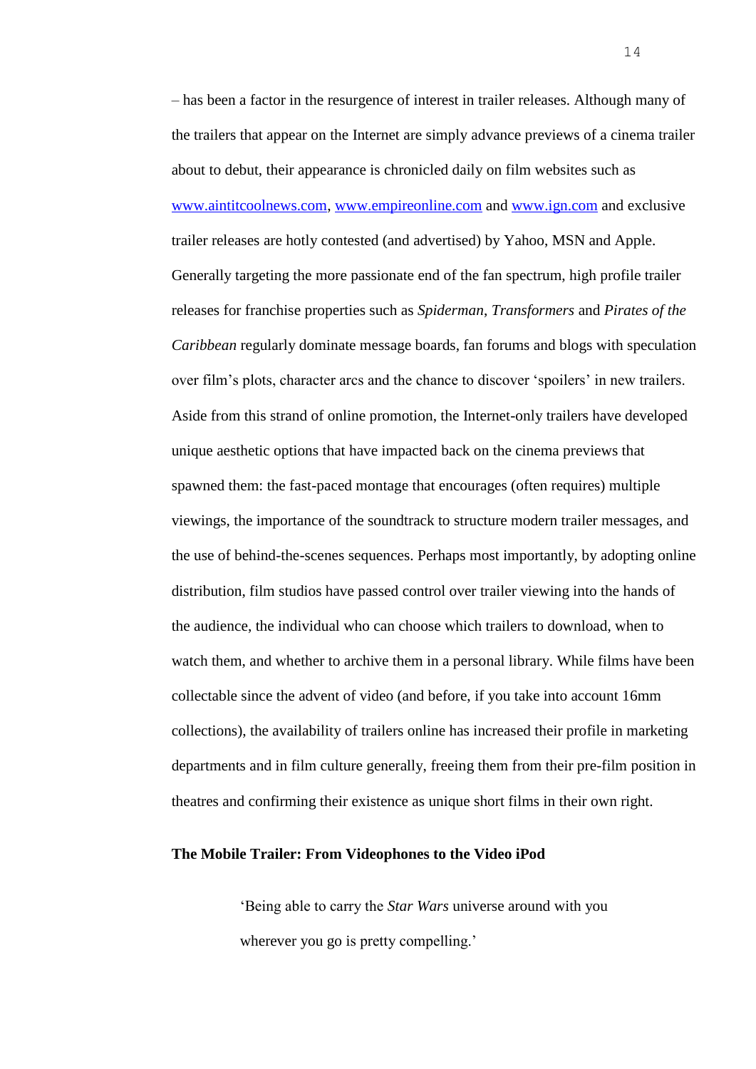– has been a factor in the resurgence of interest in trailer releases. Although many of the trailers that appear on the Internet are simply advance previews of a cinema trailer about to debut, their appearance is chronicled daily on film websites such as www.aintitcoolnews.com, www.empireonline.com and www.ign.com and exclusive trailer releases are hotly contested (and advertised) by Yahoo, MSN and Apple. Generally targeting the more passionate end of the fan spectrum, high profile trailer releases for franchise properties such as *Spiderman*, *Transformers* and *Pirates of the Caribbean* regularly dominate message boards, fan forums and blogs with speculation over film's plots, character arcs and the chance to discover 'spoilers' in new trailers. Aside from this strand of online promotion, the Internet-only trailers have developed unique aesthetic options that have impacted back on the cinema previews that spawned them: the fast-paced montage that encourages (often requires) multiple viewings, the importance of the soundtrack to structure modern trailer messages, and the use of behind-the-scenes sequences. Perhaps most importantly, by adopting online distribution, film studios have passed control over trailer viewing into the hands of the audience, the individual who can choose which trailers to download, when to watch them, and whether to archive them in a personal library. While films have been collectable since the advent of video (and before, if you take into account 16mm collections), the availability of trailers online has increased their profile in marketing departments and in film culture generally, freeing them from their pre-film position in theatres and confirming their existence as unique short films in their own right.

**The Mobile Trailer: From Videophones to the Video iPod**

> 'Being able to carry the *Star Wars* universe around with you wherever you go is pretty compelling.'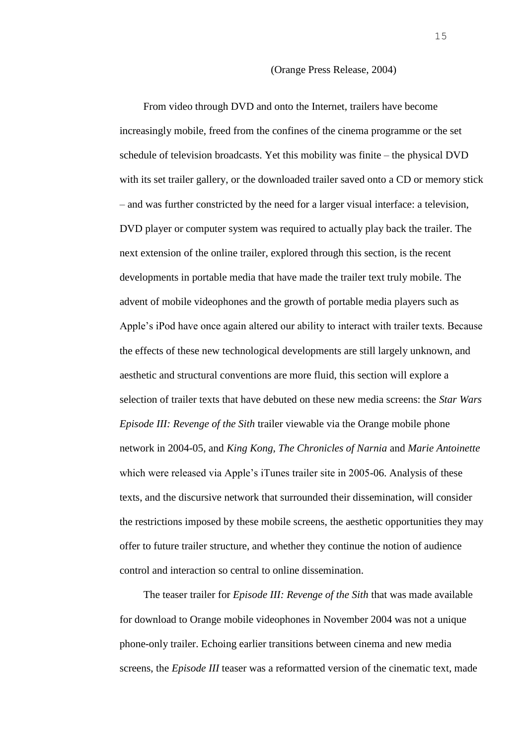(Orange Press Release, 2004)

From video through DVD and onto the Internet, trailers have become increasingly mobile, freed from the confines of the cinema programme or the set schedule of television broadcasts. Yet this mobility was finite – the physical DVD with its set trailer gallery, or the downloaded trailer saved onto a CD or memory stick – and was further constricted by the need for a larger visual interface: a television, DVD player or computer system was required to actually play back the trailer. The next extension of the online trailer, explored through this section, is the recent developments in portable media that have made the trailer text truly mobile. The advent of mobile videophones and the growth of portable media players such as Apple's iPod have once again altered our ability to interact with trailer texts. Because the effects of these new technological developments are still largely unknown, and aesthetic and structural conventions are more fluid, this section will explore a selection of trailer texts that have debuted on these new media screens: the *Star Wars Episode III: Revenge of the Sith* trailer viewable via the Orange mobile phone network in 2004-05, and *King Kong, The Chronicles of Narnia* and *Marie Antoinette* which were released via Apple's iTunes trailer site in 2005-06. Analysis of these texts, and the discursive network that surrounded their dissemination, will consider the restrictions imposed by these mobile screens, the aesthetic opportunities they may offer to future trailer structure, and whether they continue the notion of audience control and interaction so central to online dissemination.

The teaser trailer for *Episode III: Revenge of the Sith* that was made available for download to Orange mobile videophones in November 2004 was not a unique phone-only trailer. Echoing earlier transitions between cinema and new media screens, the *Episode III* teaser was a reformatted version of the cinematic text, made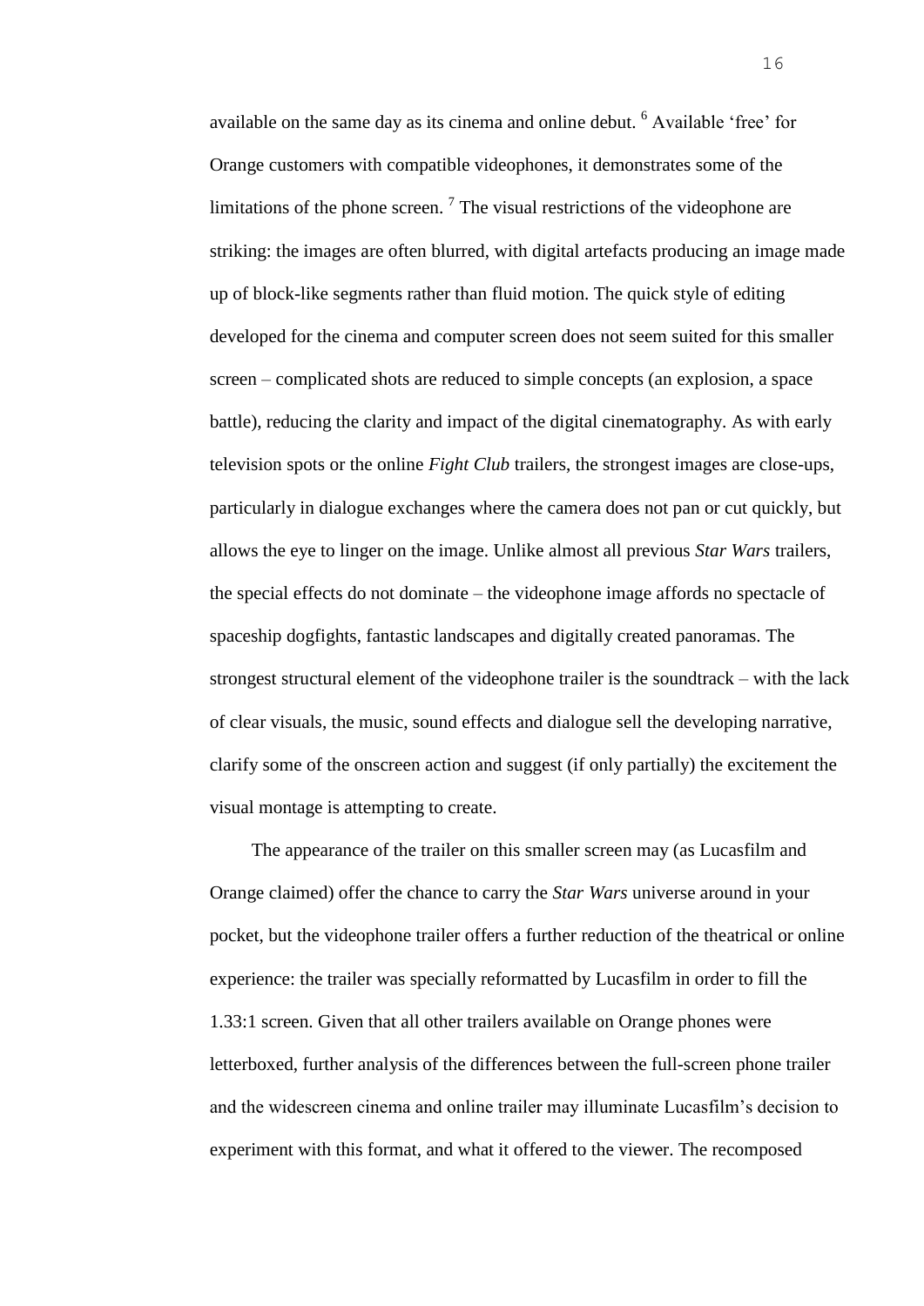available on the same day as its cinema and online debut. [6] Available 'free' for Orange customers with compatible videophones, it demonstrates some of the limitations of the phone screen. [7] The visual restrictions of the videophone are striking: the images are often blurred, with digital artefacts producing an image made up of block-like segments rather than fluid motion. The quick style of editing developed for the cinema and computer screen does not seem suited for this smaller screen – complicated shots are reduced to simple concepts (an explosion, a space battle), reducing the clarity and impact of the digital cinematography. As with early television spots or the online *Fight Club* trailers, the strongest images are close-ups, particularly in dialogue exchanges where the camera does not pan or cut quickly, but allows the eye to linger on the image. Unlike almost all previous *Star Wars* trailers, the special effects do not dominate – the videophone image affords no spectacle of spaceship dogfights, fantastic landscapes and digitally created panoramas. The strongest structural element of the videophone trailer is the soundtrack – with the lack of clear visuals, the music, sound effects and dialogue sell the developing narrative, clarify some of the onscreen action and suggest (if only partially) the excitement the visual montage is attempting to create.

The appearance of the trailer on this smaller screen may (as Lucasfilm and Orange claimed) offer the chance to carry the *Star Wars* universe around in your pocket, but the videophone trailer offers a further reduction of the theatrical or online experience: the trailer was specially reformatted by Lucasfilm in order to fill the 1.33:1 screen. Given that all other trailers available on Orange phones were letterboxed, further analysis of the differences between the full-screen phone trailer and the widescreen cinema and online trailer may illuminate Lucasfilm's decision to experiment with this format, and what it offered to the viewer. The recomposed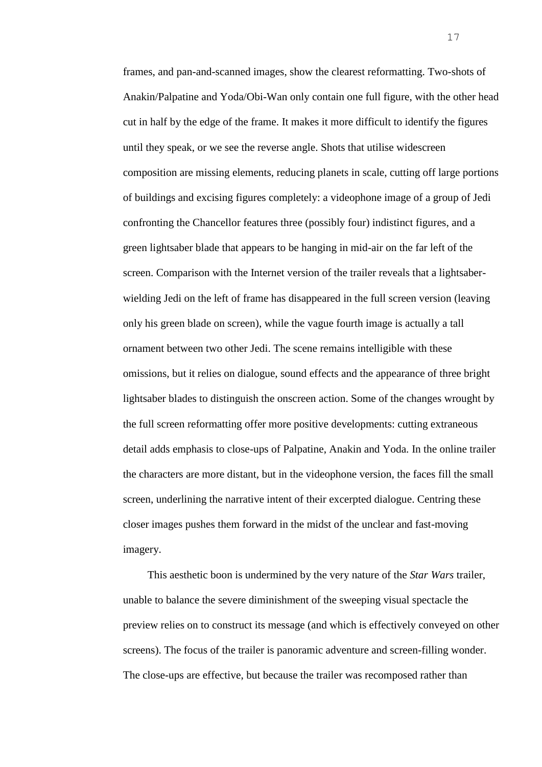frames, and pan-and-scanned images, show the clearest reformatting. Two-shots of Anakin/Palpatine and Yoda/Obi-Wan only contain one full figure, with the other head cut in half by the edge of the frame. It makes it more difficult to identify the figures until they speak, or we see the reverse angle. Shots that utilise widescreen composition are missing elements, reducing planets in scale, cutting off large portions of buildings and excising figures completely: a videophone image of a group of Jedi confronting the Chancellor features three (possibly four) indistinct figures, and a green lightsaber blade that appears to be hanging in mid-air on the far left of the screen. Comparison with the Internet version of the trailer reveals that a lightsaber-wielding Jedi on the left of frame has disappeared in the full screen version (leaving only his green blade on screen), while the vague fourth image is actually a tall ornament between two other Jedi. The scene remains intelligible with these omissions, but it relies on dialogue, sound effects and the appearance of three bright lightsaber blades to distinguish the onscreen action. Some of the changes wrought by the full screen reformatting offer more positive developments: cutting extraneous detail adds emphasis to close-ups of Palpatine, Anakin and Yoda. In the online trailer the characters are more distant, but in the videophone version, the faces fill the small screen, underlining the narrative intent of their excerpted dialogue. Centring these closer images pushes them forward in the midst of the unclear and fast-moving imagery.

This aesthetic boon is undermined by the very nature of the *Star Wars* trailer, unable to balance the severe diminishment of the sweeping visual spectacle the preview relies on to construct its message (and which is effectively conveyed on other screens). The focus of the trailer is panoramic adventure and screen-filling wonder. The close-ups are effective, but because the trailer was recomposed rather than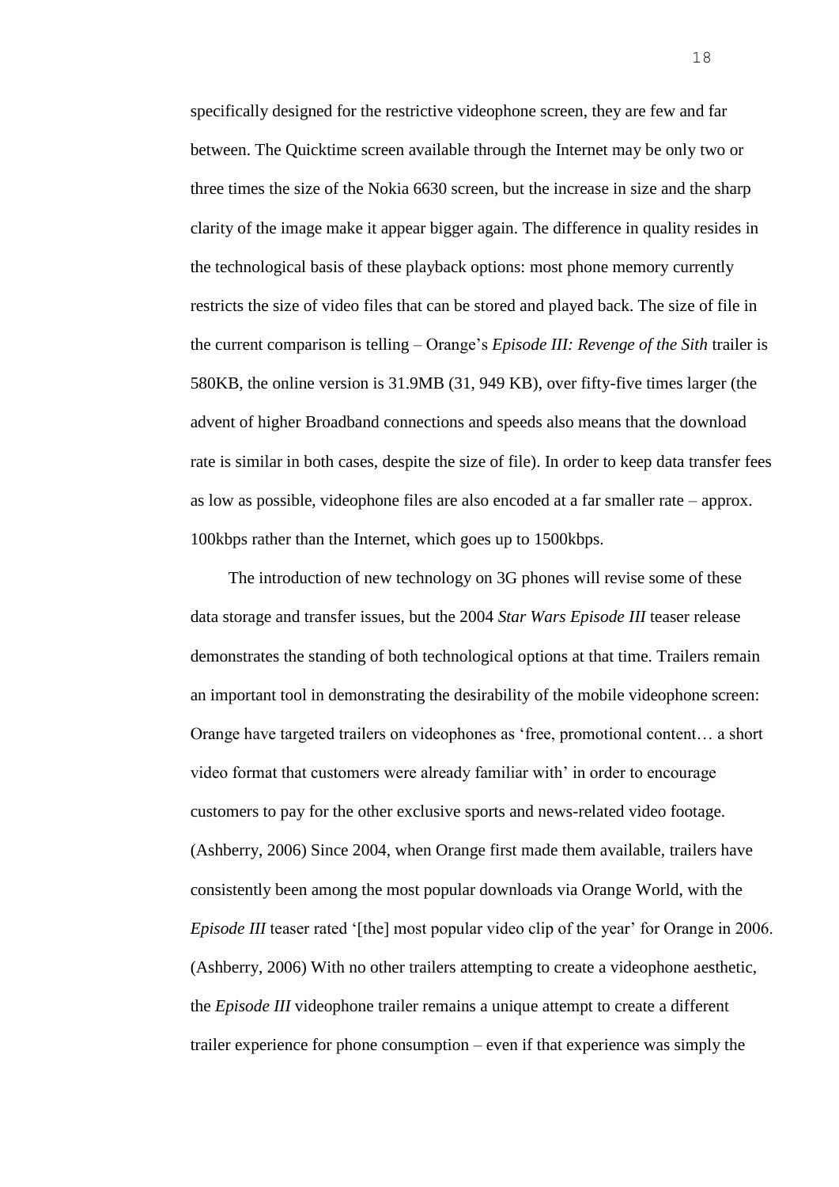specifically designed for the restrictive videophone screen, they are few and far between. The Quicktime screen available through the Internet may be only two or three times the size of the Nokia 6630 screen, but the increase in size and the sharp clarity of the image make it appear bigger again. The difference in quality resides in the technological basis of these playback options: most phone memory currently restricts the size of video files that can be stored and played back. The size of file in the current comparison is telling – Orange's *Episode III: Revenge of the Sith* trailer is 580KB, the online version is 31.9MB (31, 949 KB), over fifty-five times larger (the advent of higher Broadband connections and speeds also means that the download rate is similar in both cases, despite the size of file). In order to keep data transfer fees as low as possible, videophone files are also encoded at a far smaller rate – approx. 100kbps rather than the Internet, which goes up to 1500kbps.

The introduction of new technology on 3G phones will revise some of these data storage and transfer issues, but the 2004 *Star Wars Episode III* teaser release demonstrates the standing of both technological options at that time. Trailers remain an important tool in demonstrating the desirability of the mobile videophone screen: Orange have targeted trailers on videophones as 'free, promotional content… a short video format that customers were already familiar with' in order to encourage customers to pay for the other exclusive sports and news-related video footage. (Ashberry, 2006) Since 2004, when Orange first made them available, trailers have consistently been among the most popular downloads via Orange World, with the *Episode III* teaser rated '[the] most popular video clip of the year' for Orange in 2006. (Ashberry, 2006) With no other trailers attempting to create a videophone aesthetic, the *Episode III* videophone trailer remains a unique attempt to create a different trailer experience for phone consumption – even if that experience was simply the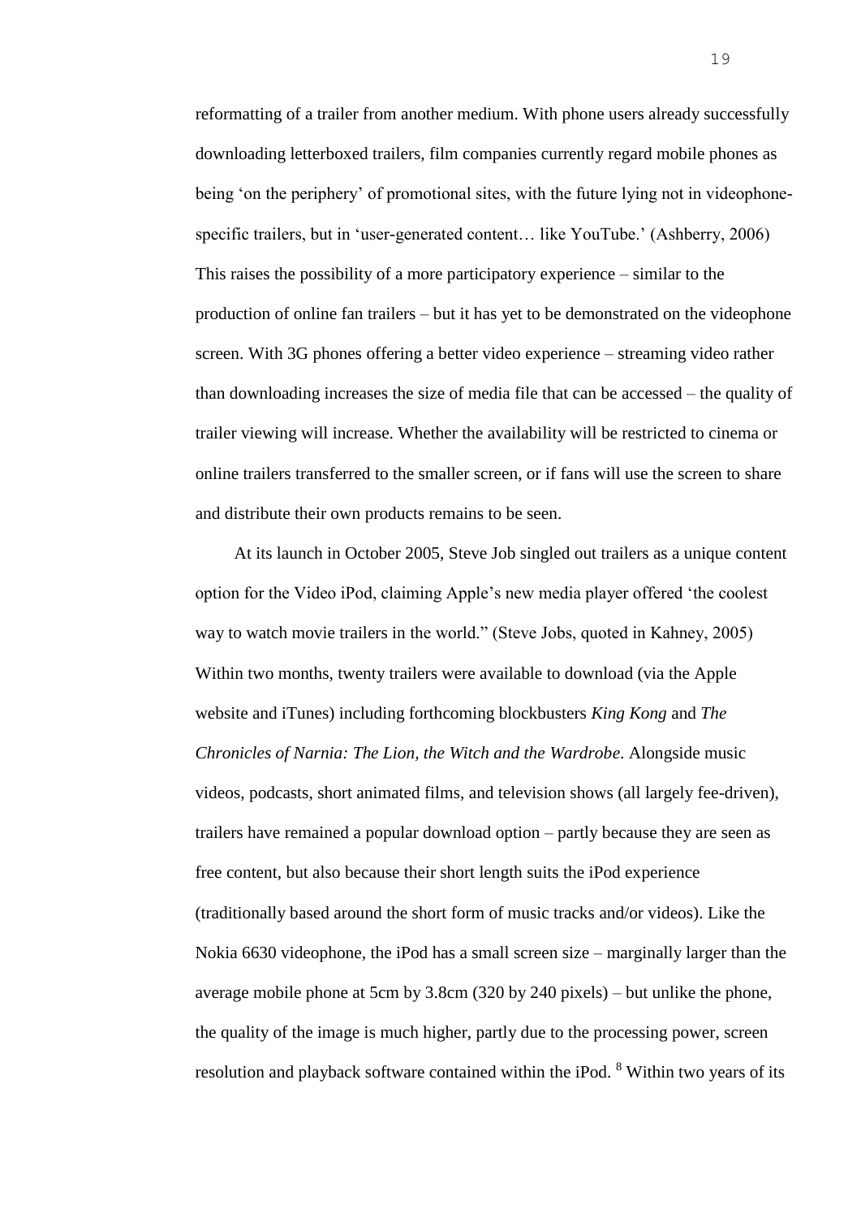reformatting of a trailer from another medium. With phone users already successfully downloading letterboxed trailers, film companies currently regard mobile phones as being 'on the periphery' of promotional sites, with the future lying not in videophone-specific trailers, but in 'user-generated content… like YouTube.' (Ashberry, 2006) This raises the possibility of a more participatory experience – similar to the production of online fan trailers – but it has yet to be demonstrated on the videophone screen. With 3G phones offering a better video experience – streaming video rather than downloading increases the size of media file that can be accessed – the quality of trailer viewing will increase. Whether the availability will be restricted to cinema or online trailers transferred to the smaller screen, or if fans will use the screen to share and distribute their own products remains to be seen.

At its launch in October 2005, Steve Job singled out trailers as a unique content option for the Video iPod, claiming Apple's new media player offered 'the coolest way to watch movie trailers in the world." (Steve Jobs, quoted in Kahney, 2005) Within two months, twenty trailers were available to download (via the Apple website and iTunes) including forthcoming blockbusters *King Kong* and *The Chronicles of Narnia: The Lion, the Witch and the Wardrobe*. Alongside music videos, podcasts, short animated films, and television shows (all largely fee-driven), trailers have remained a popular download option – partly because they are seen as free content, but also because their short length suits the iPod experience (traditionally based around the short form of music tracks and/or videos). Like the Nokia 6630 videophone, the iPod has a small screen size – marginally larger than the average mobile phone at 5cm by 3.8cm (320 by 240 pixels) – but unlike the phone, the quality of the image is much higher, partly due to the processing power, screen resolution and playback software contained within the iPod. [8] Within two years of its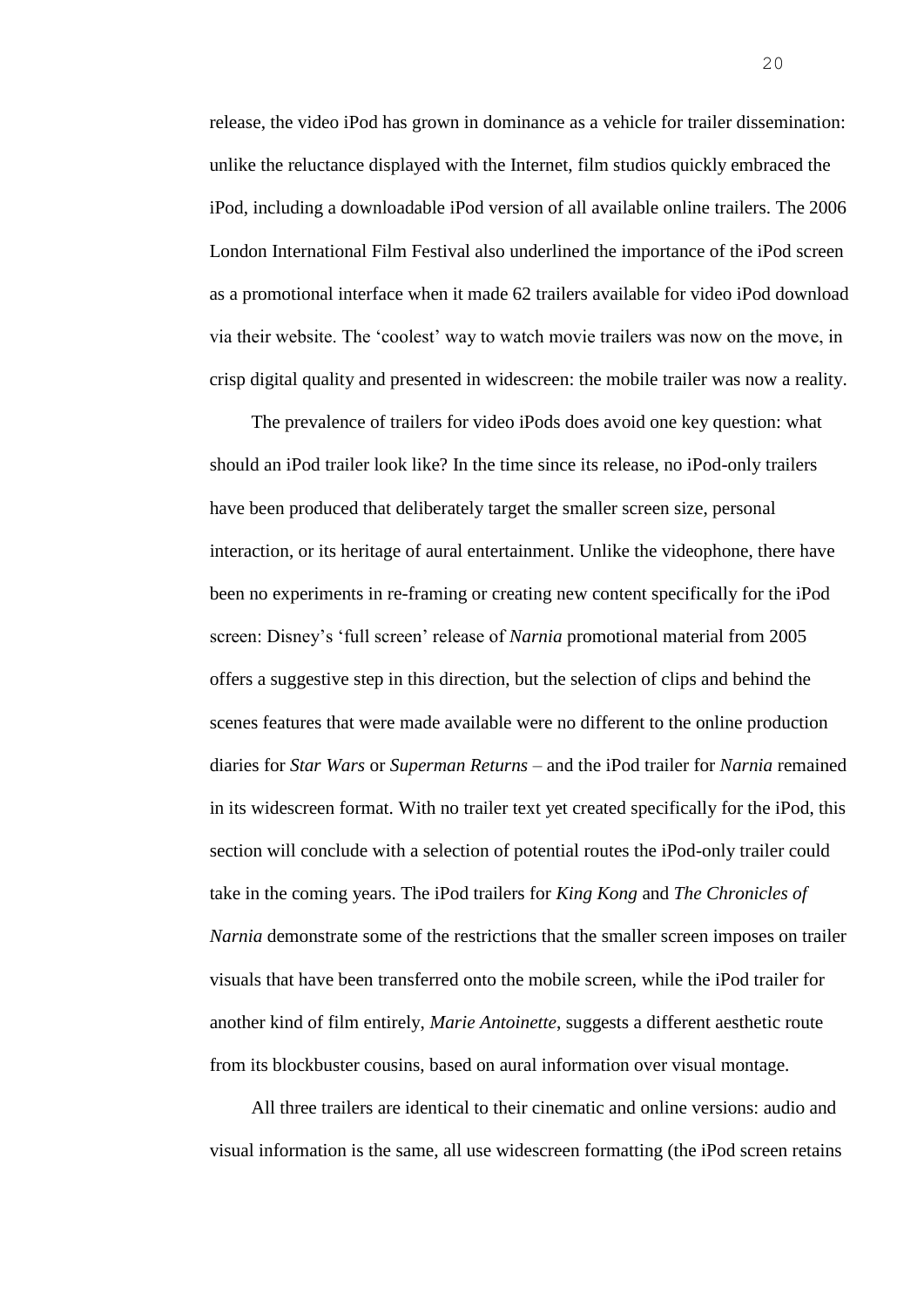release, the video iPod has grown in dominance as a vehicle for trailer dissemination: unlike the reluctance displayed with the Internet, film studios quickly embraced the iPod, including a downloadable iPod version of all available online trailers. The 2006 London International Film Festival also underlined the importance of the iPod screen as a promotional interface when it made 62 trailers available for video iPod download via their website. The 'coolest' way to watch movie trailers was now on the move, in crisp digital quality and presented in widescreen: the mobile trailer was now a reality.

The prevalence of trailers for video iPods does avoid one key question: what should an iPod trailer look like? In the time since its release, no iPod-only trailers have been produced that deliberately target the smaller screen size, personal interaction, or its heritage of aural entertainment. Unlike the videophone, there have been no experiments in re-framing or creating new content specifically for the iPod screen: Disney's 'full screen' release of *Narnia* promotional material from 2005 offers a suggestive step in this direction, but the selection of clips and behind the scenes features that were made available were no different to the online production diaries for *Star Wars* or *Superman Returns* – and the iPod trailer for *Narnia* remained in its widescreen format. With no trailer text yet created specifically for the iPod, this section will conclude with a selection of potential routes the iPod-only trailer could take in the coming years. The iPod trailers for *King Kong* and *The Chronicles of Narnia* demonstrate some of the restrictions that the smaller screen imposes on trailer visuals that have been transferred onto the mobile screen, while the iPod trailer for another kind of film entirely, *Marie Antoinette*, suggests a different aesthetic route from its blockbuster cousins, based on aural information over visual montage.

All three trailers are identical to their cinematic and online versions: audio and visual information is the same, all use widescreen formatting (the iPod screen retains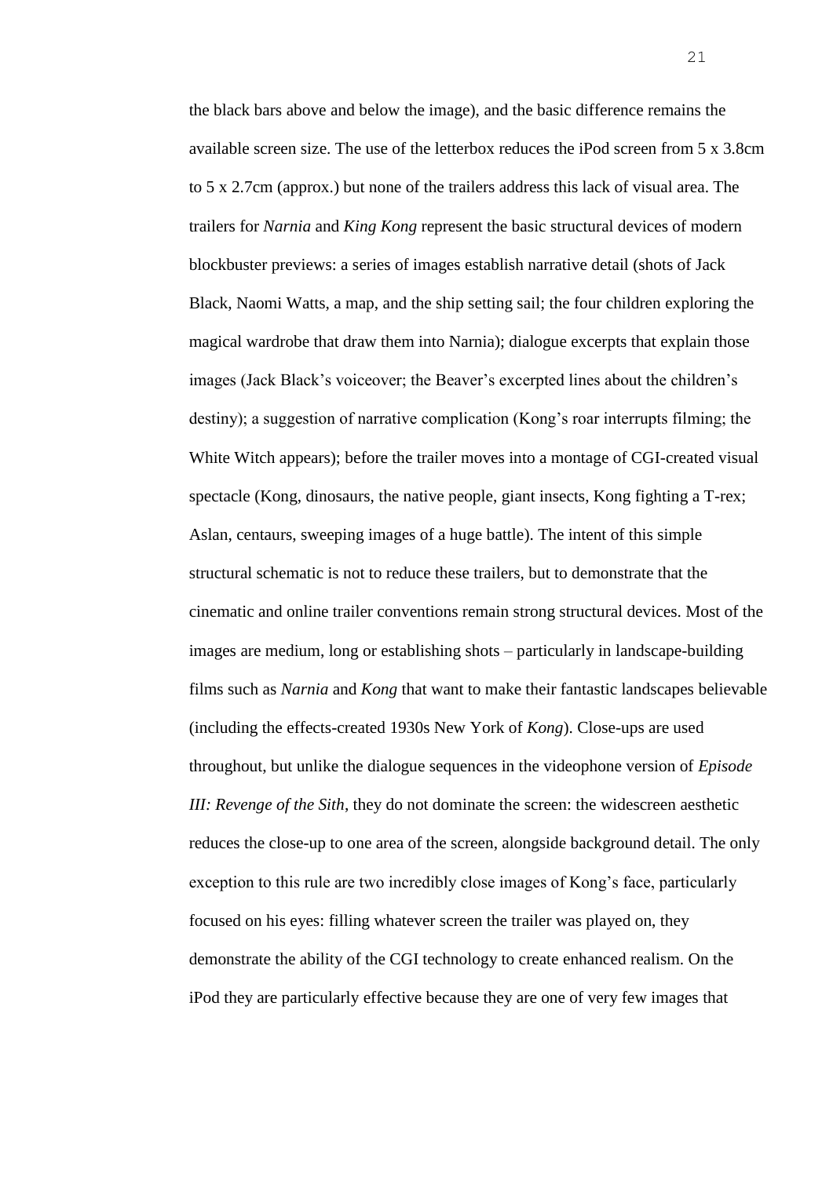the black bars above and below the image), and the basic difference remains the available screen size. The use of the letterbox reduces the iPod screen from 5 x 3.8cm to 5 x 2.7cm (approx.) but none of the trailers address this lack of visual area. The trailers for *Narnia* and *King Kong* represent the basic structural devices of modern blockbuster previews: a series of images establish narrative detail (shots of Jack Black, Naomi Watts, a map, and the ship setting sail; the four children exploring the magical wardrobe that draw them into Narnia); dialogue excerpts that explain those images (Jack Black's voiceover; the Beaver's excerpted lines about the children's destiny); a suggestion of narrative complication (Kong's roar interrupts filming; the White Witch appears); before the trailer moves into a montage of CGI-created visual spectacle (Kong, dinosaurs, the native people, giant insects, Kong fighting a T-rex; Aslan, centaurs, sweeping images of a huge battle). The intent of this simple structural schematic is not to reduce these trailers, but to demonstrate that the cinematic and online trailer conventions remain strong structural devices. Most of the images are medium, long or establishing shots – particularly in landscape-building films such as *Narnia* and *Kong* that want to make their fantastic landscapes believable (including the effects-created 1930s New York of *Kong*). Close-ups are used throughout, but unlike the dialogue sequences in the videophone version of *Episode III: Revenge of the Sith*, they do not dominate the screen: the widescreen aesthetic reduces the close-up to one area of the screen, alongside background detail. The only exception to this rule are two incredibly close images of Kong's face, particularly focused on his eyes: filling whatever screen the trailer was played on, they demonstrate the ability of the CGI technology to create enhanced realism. On the iPod they are particularly effective because they are one of very few images that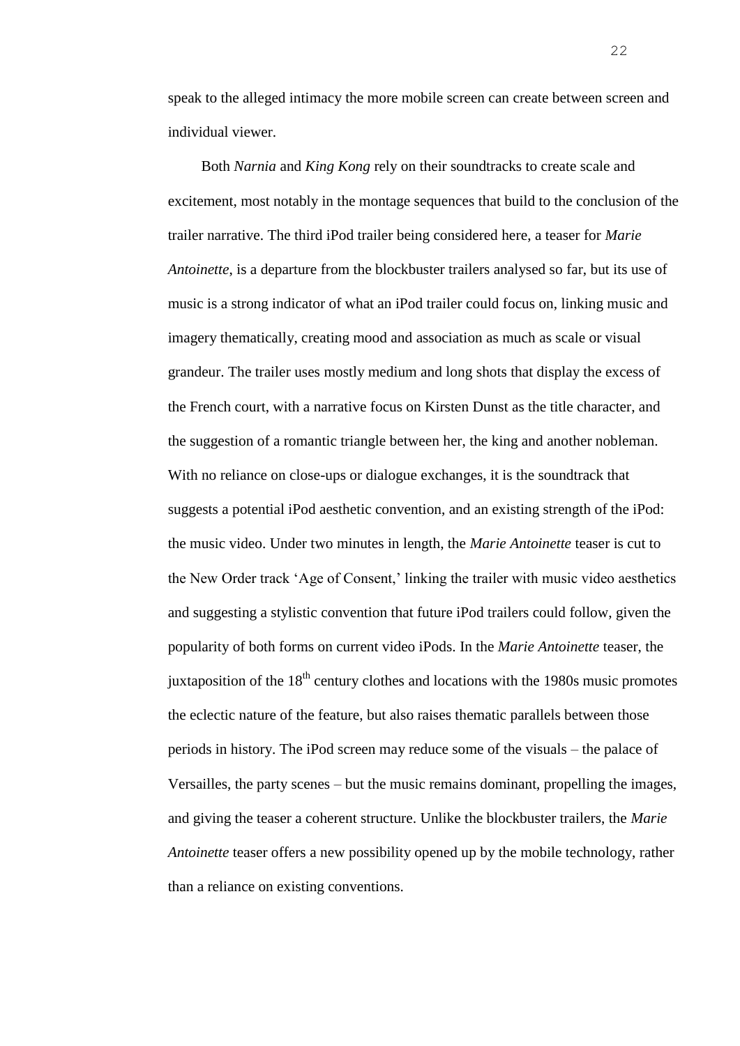speak to the alleged intimacy the more mobile screen can create between screen and individual viewer.

Both *Narnia* and *King Kong* rely on their soundtracks to create scale and excitement, most notably in the montage sequences that build to the conclusion of the trailer narrative. The third iPod trailer being considered here, a teaser for *Marie Antoinette*, is a departure from the blockbuster trailers analysed so far, but its use of music is a strong indicator of what an iPod trailer could focus on, linking music and imagery thematically, creating mood and association as much as scale or visual grandeur. The trailer uses mostly medium and long shots that display the excess of the French court, with a narrative focus on Kirsten Dunst as the title character, and the suggestion of a romantic triangle between her, the king and another nobleman. With no reliance on close-ups or dialogue exchanges, it is the soundtrack that suggests a potential iPod aesthetic convention, and an existing strength of the iPod: the music video. Under two minutes in length, the *Marie Antoinette* teaser is cut to the New Order track 'Age of Consent,' linking the trailer with music video aesthetics and suggesting a stylistic convention that future iPod trailers could follow, given the popularity of both forms on current video iPods. In the *Marie Antoinette* teaser, the juxtaposition of the 18th century clothes and locations with the 1980s music promotes the eclectic nature of the feature, but also raises thematic parallels between those periods in history. The iPod screen may reduce some of the visuals – the palace of Versailles, the party scenes – but the music remains dominant, propelling the images, and giving the teaser a coherent structure. Unlike the blockbuster trailers, the *Marie Antoinette* teaser offers a new possibility opened up by the mobile technology, rather than a reliance on existing conventions.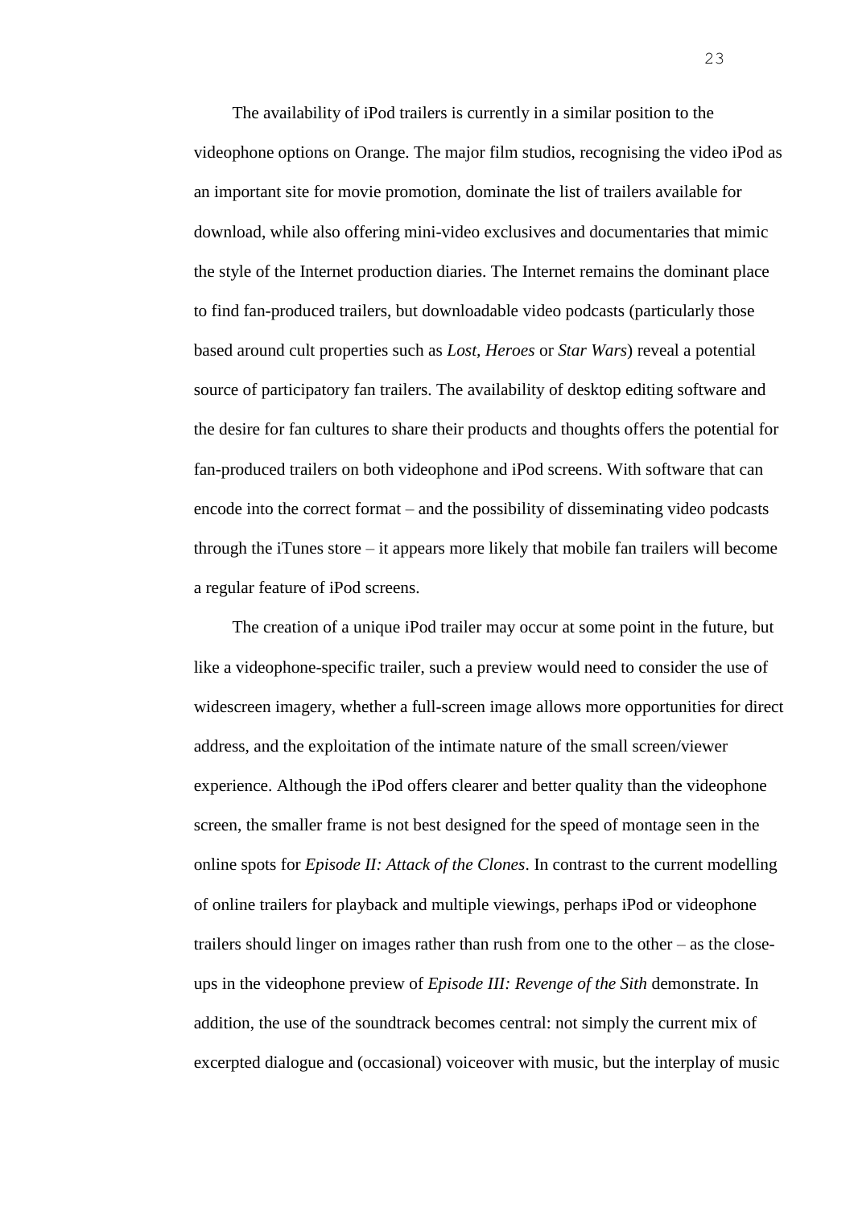The availability of iPod trailers is currently in a similar position to the videophone options on Orange. The major film studios, recognising the video iPod as an important site for movie promotion, dominate the list of trailers available for download, while also offering mini-video exclusives and documentaries that mimic the style of the Internet production diaries. The Internet remains the dominant place to find fan-produced trailers, but downloadable video podcasts (particularly those based around cult properties such as *Lost*, *Heroes* or *Star Wars*) reveal a potential source of participatory fan trailers. The availability of desktop editing software and the desire for fan cultures to share their products and thoughts offers the potential for fan-produced trailers on both videophone and iPod screens. With software that can encode into the correct format – and the possibility of disseminating video podcasts through the iTunes store – it appears more likely that mobile fan trailers will become a regular feature of iPod screens.

The creation of a unique iPod trailer may occur at some point in the future, but like a videophone-specific trailer, such a preview would need to consider the use of widescreen imagery, whether a full-screen image allows more opportunities for direct address, and the exploitation of the intimate nature of the small screen/viewer experience. Although the iPod offers clearer and better quality than the videophone screen, the smaller frame is not best designed for the speed of montage seen in the online spots for *Episode II: Attack of the Clones*. In contrast to the current modelling of online trailers for playback and multiple viewings, perhaps iPod or videophone trailers should linger on images rather than rush from one to the other – as the close-ups in the videophone preview of *Episode III: Revenge of the Sith* demonstrate. In addition, the use of the soundtrack becomes central: not simply the current mix of excerpted dialogue and (occasional) voiceover with music, but the interplay of music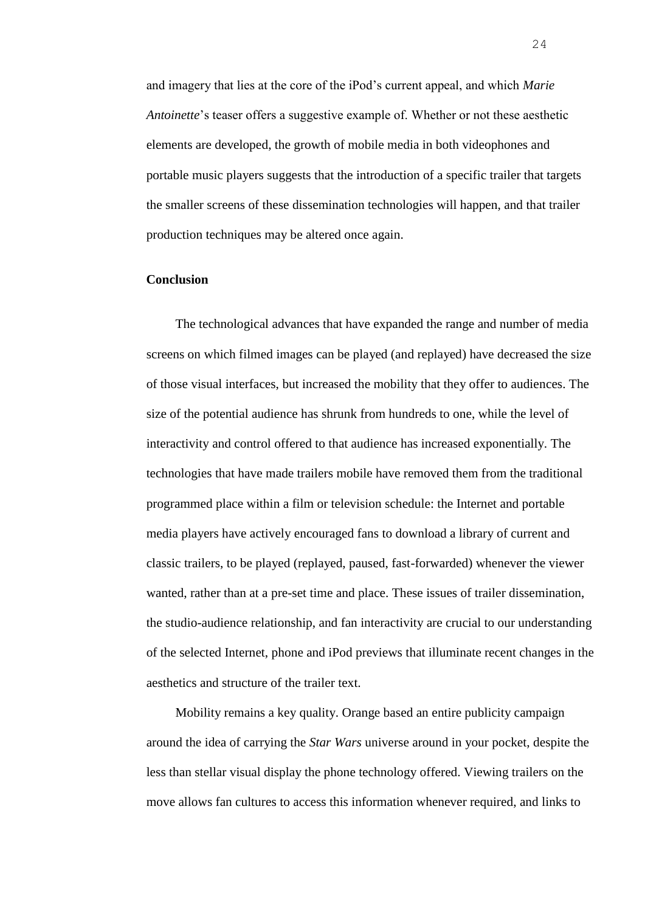and imagery that lies at the core of the iPod's current appeal, and which *Marie Antoinette*'s teaser offers a suggestive example of. Whether or not these aesthetic elements are developed, the growth of mobile media in both videophones and portable music players suggests that the introduction of a specific trailer that targets the smaller screens of these dissemination technologies will happen, and that trailer production techniques may be altered once again.

**Conclusion**

The technological advances that have expanded the range and number of media screens on which filmed images can be played (and replayed) have decreased the size of those visual interfaces, but increased the mobility that they offer to audiences. The size of the potential audience has shrunk from hundreds to one, while the level of interactivity and control offered to that audience has increased exponentially. The technologies that have made trailers mobile have removed them from the traditional programmed place within a film or television schedule: the Internet and portable media players have actively encouraged fans to download a library of current and classic trailers, to be played (replayed, paused, fast-forwarded) whenever the viewer wanted, rather than at a pre-set time and place. These issues of trailer dissemination, the studio-audience relationship, and fan interactivity are crucial to our understanding of the selected Internet, phone and iPod previews that illuminate recent changes in the aesthetics and structure of the trailer text.

Mobility remains a key quality. Orange based an entire publicity campaign around the idea of carrying the *Star Wars* universe around in your pocket, despite the less than stellar visual display the phone technology offered. Viewing trailers on the move allows fan cultures to access this information whenever required, and links to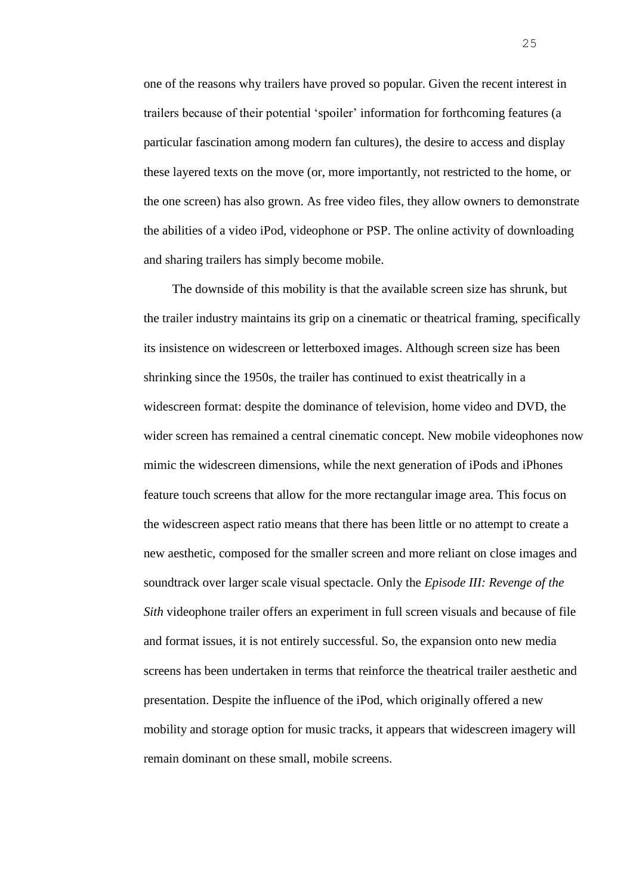one of the reasons why trailers have proved so popular. Given the recent interest in trailers because of their potential 'spoiler' information for forthcoming features (a particular fascination among modern fan cultures), the desire to access and display these layered texts on the move (or, more importantly, not restricted to the home, or the one screen) has also grown. As free video files, they allow owners to demonstrate the abilities of a video iPod, videophone or PSP. The online activity of downloading and sharing trailers has simply become mobile.

The downside of this mobility is that the available screen size has shrunk, but the trailer industry maintains its grip on a cinematic or theatrical framing, specifically its insistence on widescreen or letterboxed images. Although screen size has been shrinking since the 1950s, the trailer has continued to exist theatrically in a widescreen format: despite the dominance of television, home video and DVD, the wider screen has remained a central cinematic concept. New mobile videophones now mimic the widescreen dimensions, while the next generation of iPods and iPhones feature touch screens that allow for the more rectangular image area. This focus on the widescreen aspect ratio means that there has been little or no attempt to create a new aesthetic, composed for the smaller screen and more reliant on close images and soundtrack over larger scale visual spectacle. Only the *Episode III: Revenge of the Sith* videophone trailer offers an experiment in full screen visuals and because of file and format issues, it is not entirely successful. So, the expansion onto new media screens has been undertaken in terms that reinforce the theatrical trailer aesthetic and presentation. Despite the influence of the iPod, which originally offered a new mobility and storage option for music tracks, it appears that widescreen imagery will remain dominant on these small, mobile screens.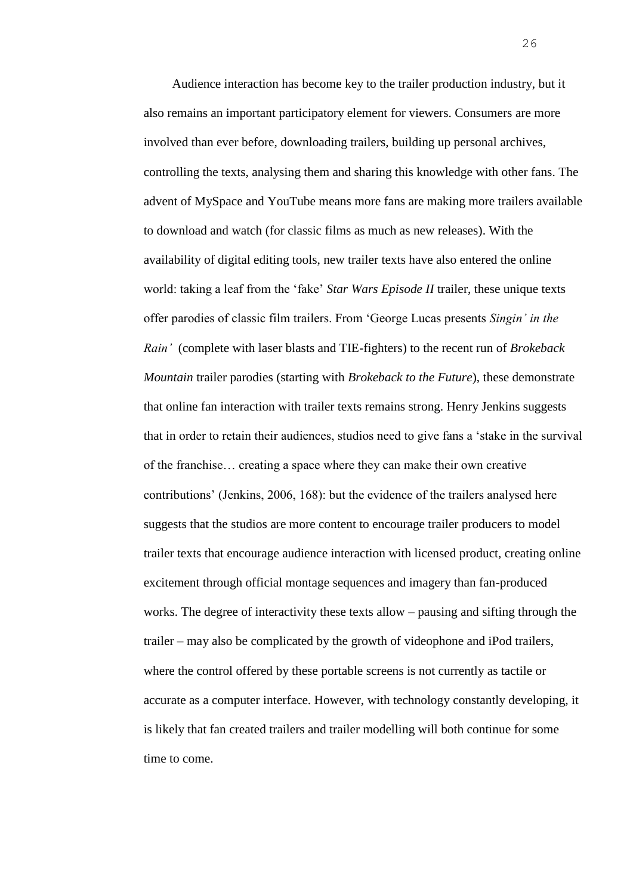Audience interaction has become key to the trailer production industry, but it also remains an important participatory element for viewers. Consumers are more involved than ever before, downloading trailers, building up personal archives, controlling the texts, analysing them and sharing this knowledge with other fans. The advent of MySpace and YouTube means more fans are making more trailers available to download and watch (for classic films as much as new releases). With the availability of digital editing tools, new trailer texts have also entered the online world: taking a leaf from the 'fake' *Star Wars Episode II* trailer, these unique texts offer parodies of classic film trailers. From 'George Lucas presents *Singin' in the Rain'* (complete with laser blasts and TIE-fighters) to the recent run of *Brokeback Mountain* trailer parodies (starting with *Brokeback to the Future*), these demonstrate that online fan interaction with trailer texts remains strong. Henry Jenkins suggests that in order to retain their audiences, studios need to give fans a 'stake in the survival of the franchise… creating a space where they can make their own creative contributions' (Jenkins, 2006, 168): but the evidence of the trailers analysed here suggests that the studios are more content to encourage trailer producers to model trailer texts that encourage audience interaction with licensed product, creating online excitement through official montage sequences and imagery than fan-produced works. The degree of interactivity these texts allow – pausing and sifting through the trailer – may also be complicated by the growth of videophone and iPod trailers, where the control offered by these portable screens is not currently as tactile or accurate as a computer interface. However, with technology constantly developing, it is likely that fan created trailers and trailer modelling will both continue for some time to come.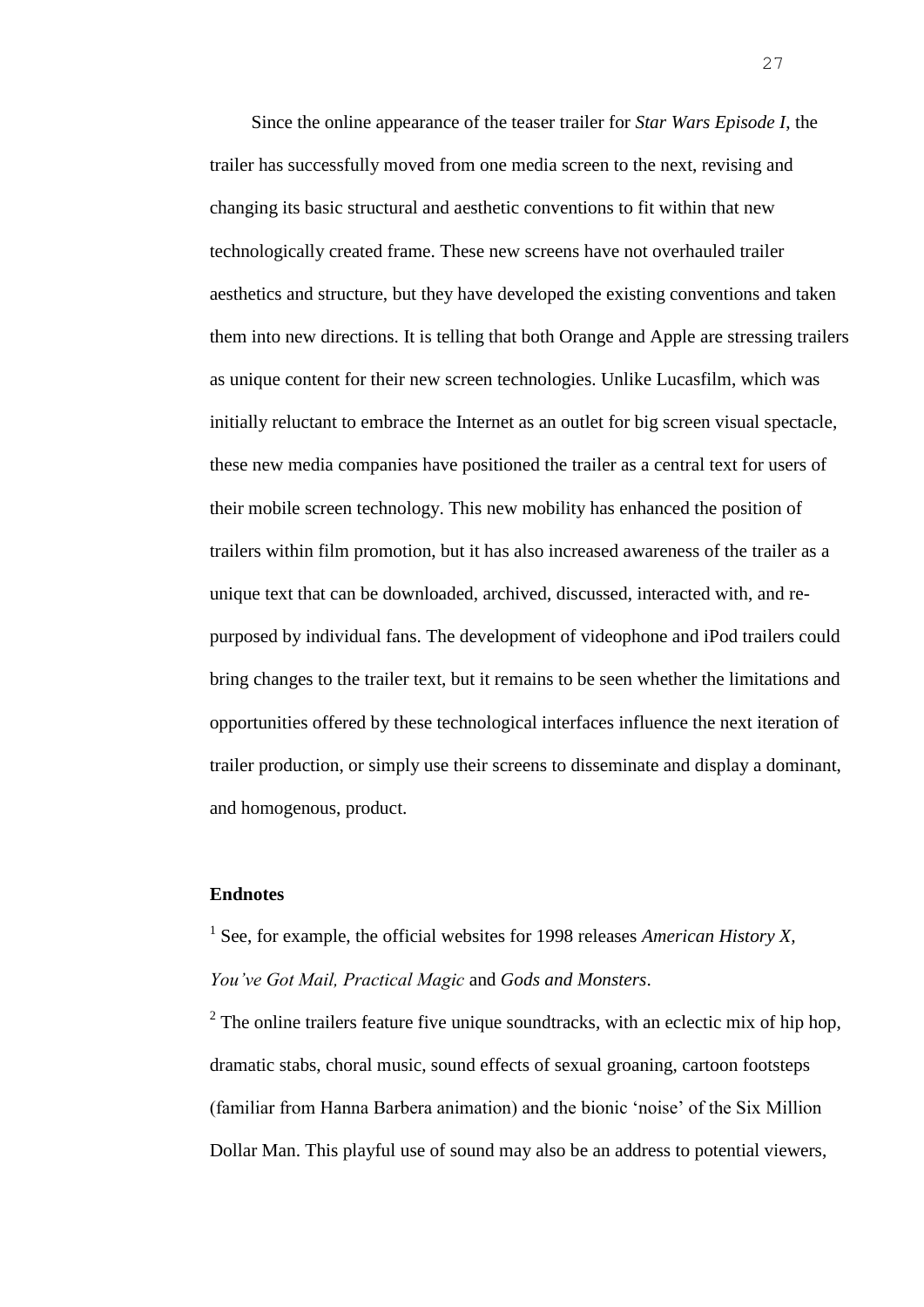Since the online appearance of the teaser trailer for *Star Wars Episode I*, the trailer has successfully moved from one media screen to the next, revising and changing its basic structural and aesthetic conventions to fit within that new technologically created frame. These new screens have not overhauled trailer aesthetics and structure, but they have developed the existing conventions and taken them into new directions. It is telling that both Orange and Apple are stressing trailers as unique content for their new screen technologies. Unlike Lucasfilm, which was initially reluctant to embrace the Internet as an outlet for big screen visual spectacle, these new media companies have positioned the trailer as a central text for users of their mobile screen technology. This new mobility has enhanced the position of trailers within film promotion, but it has also increased awareness of the trailer as a unique text that can be downloaded, archived, discussed, interacted with, and re-purposed by individual fans. The development of videophone and iPod trailers could bring changes to the trailer text, but it remains to be seen whether the limitations and opportunities offered by these technological interfaces influence the next iteration of trailer production, or simply use their screens to disseminate and display a dominant, and homogenous, product.

**Endnotes**

[1] See, for example, the official websites for 1998 releases *American History X, You've Got Mail, Practical Magic* and *Gods and Monsters*.

[2] The online trailers feature five unique soundtracks, with an eclectic mix of hip hop, dramatic stabs, choral music, sound effects of sexual groaning, cartoon footsteps (familiar from Hanna Barbera animation) and the bionic 'noise' of the Six Million Dollar Man. This playful use of sound may also be an address to potential viewers,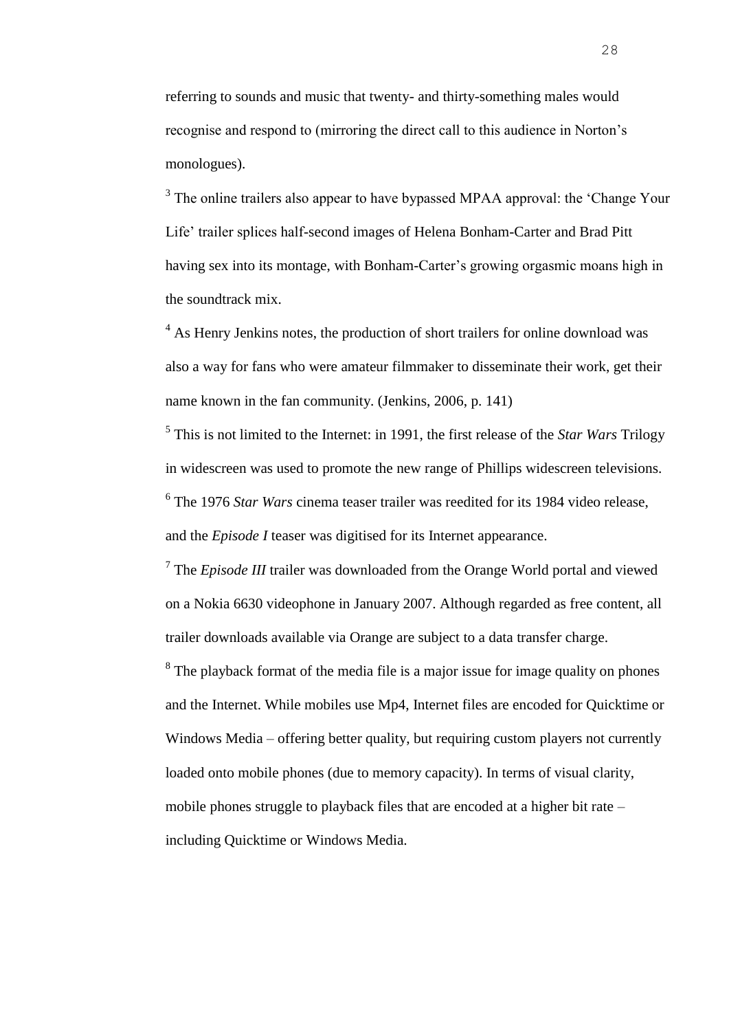referring to sounds and music that twenty- and thirty-something males would recognise and respond to (mirroring the direct call to this audience in Norton's monologues).

[3] The online trailers also appear to have bypassed MPAA approval: the 'Change Your Life' trailer splices half-second images of Helena Bonham-Carter and Brad Pitt having sex into its montage, with Bonham-Carter's growing orgasmic moans high in the soundtrack mix.

[4] As Henry Jenkins notes, the production of short trailers for online download was also a way for fans who were amateur filmmaker to disseminate their work, get their name known in the fan community. (Jenkins, 2006, p. 141)

[5] This is not limited to the Internet: in 1991, the first release of the *Star Wars* Trilogy in widescreen was used to promote the new range of Phillips widescreen televisions.

[6] The 1976 *Star Wars* cinema teaser trailer was reedited for its 1984 video release, and the *Episode I* teaser was digitised for its Internet appearance.

[7] The *Episode III* trailer was downloaded from the Orange World portal and viewed on a Nokia 6630 videophone in January 2007. Although regarded as free content, all trailer downloads available via Orange are subject to a data transfer charge.

[8] The playback format of the media file is a major issue for image quality on phones and the Internet. While mobiles use Mp4, Internet files are encoded for Quicktime or Windows Media – offering better quality, but requiring custom players not currently loaded onto mobile phones (due to memory capacity). In terms of visual clarity, mobile phones struggle to playback files that are encoded at a higher bit rate – including Quicktime or Windows Media.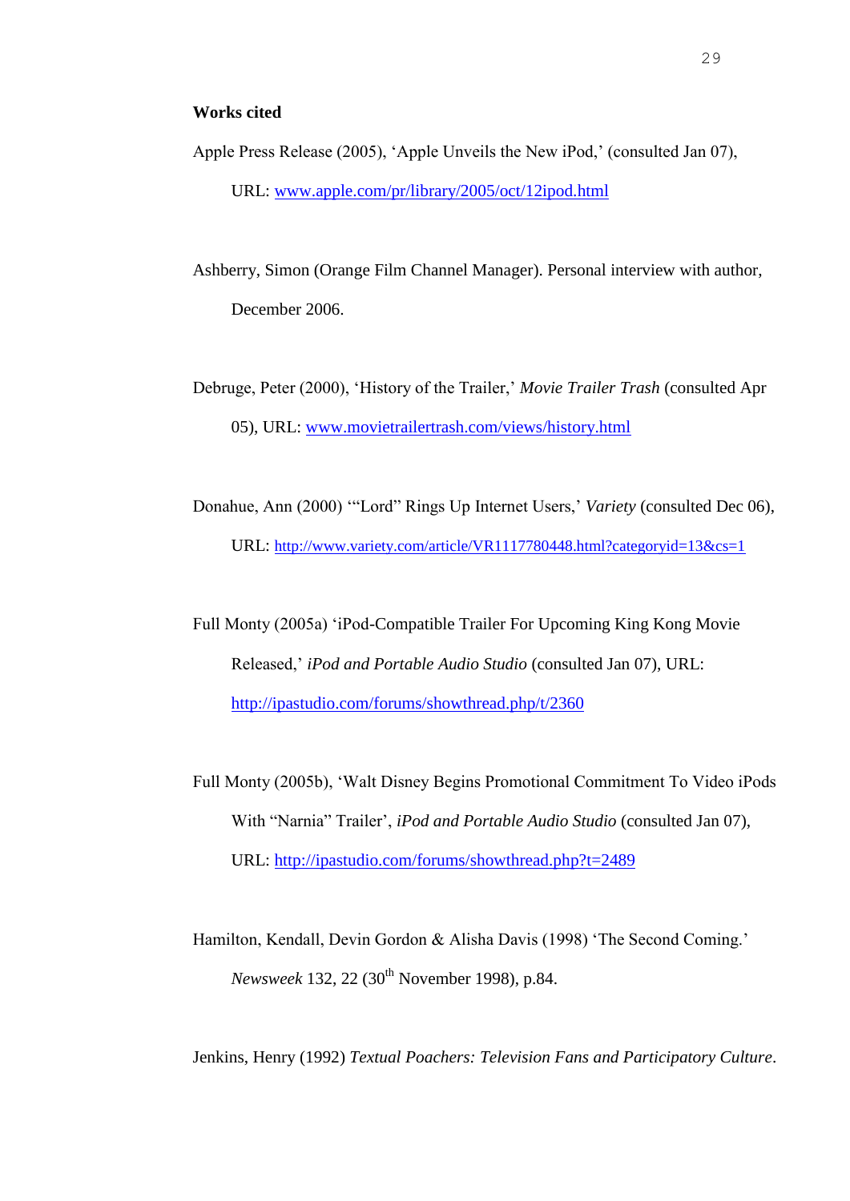**Works cited**

Apple Press Release (2005), 'Apple Unveils the New iPod,' (consulted Jan 07), URL: www.apple.com/pr/library/2005/oct/12ipod.html

Ashberry, Simon (Orange Film Channel Manager). Personal interview with author, December 2006.

Debruge, Peter (2000), 'History of the Trailer,' *Movie Trailer Trash* (consulted Apr 05), URL: www.movietrailertrash.com/views/history.html

Donahue, Ann (2000) '"Lord" Rings Up Internet Users,' *Variety* (consulted Dec 06), URL: http://www.variety.com/article/VR1117780448.html?categoryid=13&cs=1

Full Monty (2005a) 'iPod-Compatible Trailer For Upcoming King Kong Movie Released,' *iPod and Portable Audio Studio* (consulted Jan 07), URL: http://ipastudio.com/forums/showthread.php/t/2360

Full Monty (2005b), 'Walt Disney Begins Promotional Commitment To Video iPods With "Narnia" Trailer', *iPod and Portable Audio Studio* (consulted Jan 07), URL: http://ipastudio.com/forums/showthread.php?t=2489

Hamilton, Kendall, Devin Gordon & Alisha Davis (1998) 'The Second Coming.' *Newsweek* 132, 22 (30th November 1998), p.84.

Jenkins, Henry (1992) *Textual Poachers: Television Fans and Participatory Culture*.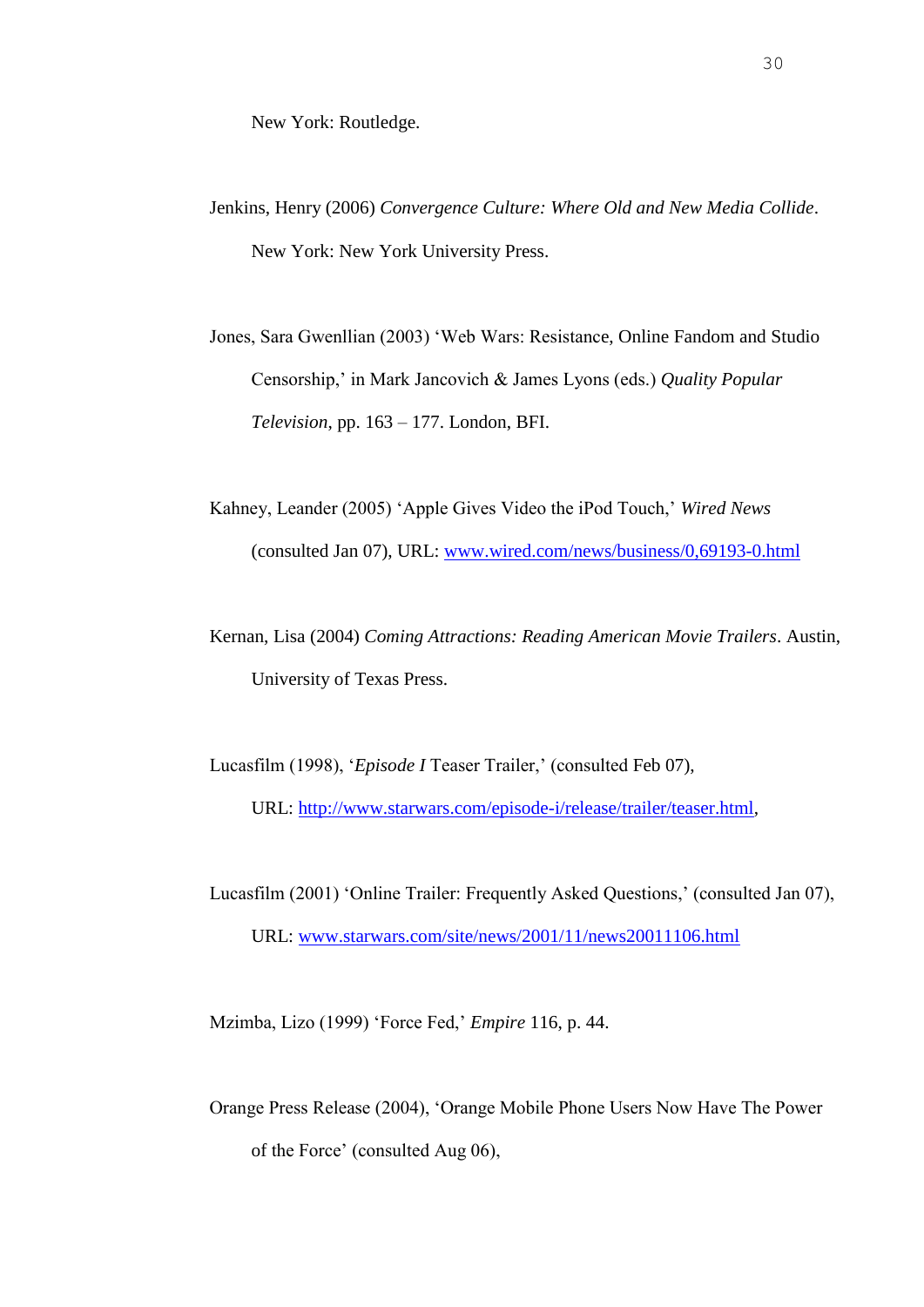New York: Routledge.

Jenkins, Henry (2006) *Convergence Culture: Where Old and New Media Collide*. New York: New York University Press.

Jones, Sara Gwenllian (2003) 'Web Wars: Resistance, Online Fandom and Studio Censorship,' in Mark Jancovich & James Lyons (eds.) *Quality Popular Television*, pp. 163 – 177. London, BFI.

Kahney, Leander (2005) 'Apple Gives Video the iPod Touch,' *Wired News* (consulted Jan 07), URL: [www.wired.com/news/business/0,69193-0.html](www.wired.com/news/business/0,69193-0.html)

Kernan, Lisa (2004) *Coming Attractions: Reading American Movie Trailers*. Austin, University of Texas Press.

Lucasfilm (1998), '*Episode I* Teaser Trailer,' (consulted Feb 07), URL: [http://www.starwars.com/episode-i/release/trailer/teaser.html](http://www.starwars.com/episode-i/release/trailer/teaser.html),

Lucasfilm (2001) 'Online Trailer: Frequently Asked Questions,' (consulted Jan 07), URL: [www.starwars.com/site/news/2001/11/news20011106.html](www.starwars.com/site/news/2001/11/news20011106.html)

Mzimba, Lizo (1999) 'Force Fed,' *Empire* 116, p. 44.

Orange Press Release (2004), 'Orange Mobile Phone Users Now Have The Power of the Force' (consulted Aug 06),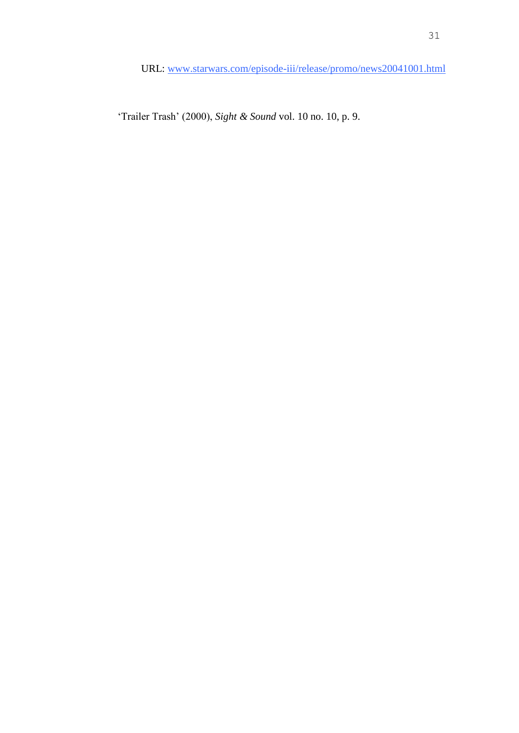URL: www.starwars.com/episode-iii/release/promo/news20041001.html

'Trailer Trash' (2000), *Sight & Sound* vol. 10 no. 10, p. 9.